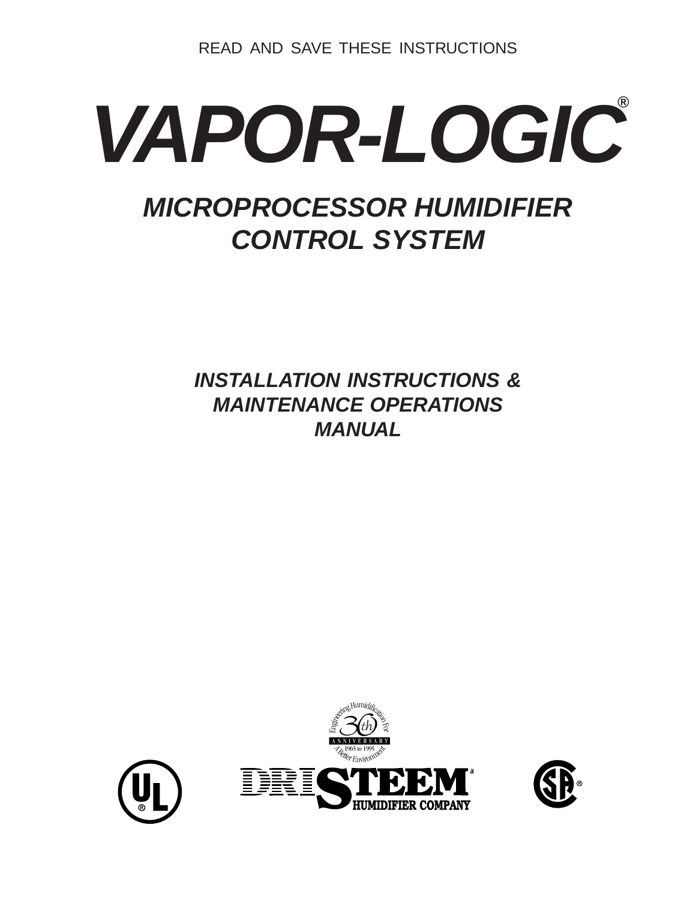READ AND SAVE THESE INSTRUCTIONS

# VAPOR-LOGIC®

## MICROPROCESSOR HUMIDIFIER CONTROL SYSTEM

### INSTALLATION INSTRUCTIONS & MAINTENANCE OPERATIONS MANUAL

Engineering Humidification For A Better Environment
30th ANNIVERSARY
1965 to 1995

DRISTEEM HUMIDIFIER COMPANY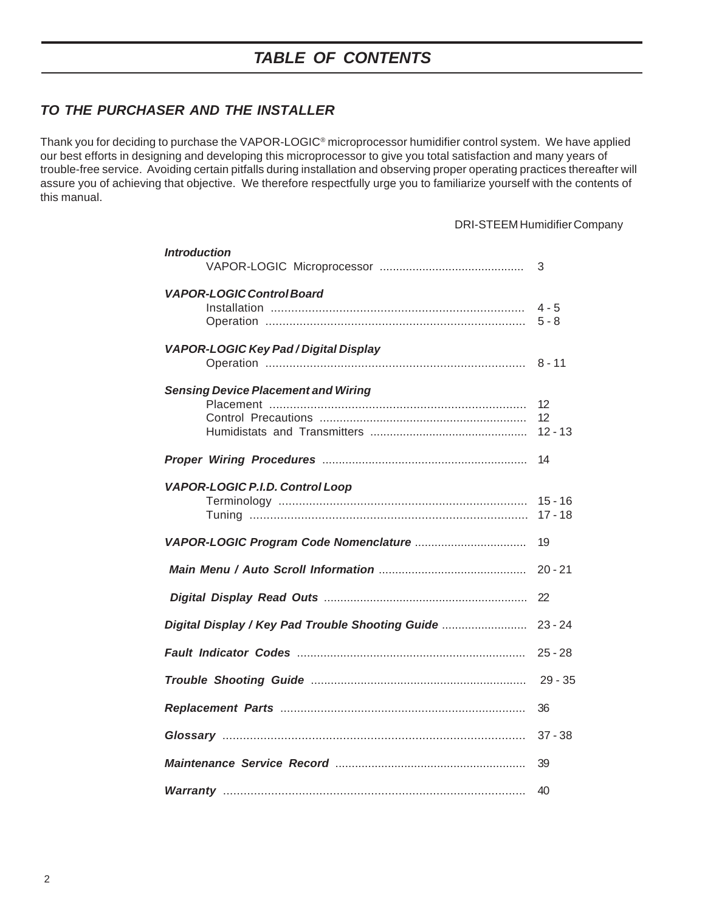# *TABLE OF CONTENTS*

## *TO THE PURCHASER AND THE INSTALLER*

Thank you for deciding to purchase the VAPOR-LOGIC® microprocessor humidifier control system. We have applied our best efforts in designing and developing this microprocessor to give you total satisfaction and many years of trouble-free service. Avoiding certain pitfalls during installation and observing proper operating practices thereafter will assure you of achieving that objective. We therefore respectfully urge you to familiarize yourself with the contents of this manual.

DRI-STEEM Humidifier Company

| Section | Page |
|---|---|
| ***Introduction*** | |
| VAPOR-LOGIC Microprocessor | 3 |
| ***VAPOR-LOGIC Control Board*** | |
| Installation | 4 - 5 |
| Operation | 5 - 8 |
| ***VAPOR-LOGIC Key Pad / Digital Display*** | |
| Operation | 8 - 11 |
| ***Sensing Device Placement and Wiring*** | |
| Placement | 12 |
| Control Precautions | 12 |
| Humidistats and Transmitters | 12 - 13 |
| ***Proper Wiring Procedures*** | 14 |
| ***VAPOR-LOGIC P.I.D. Control Loop*** | |
| Terminology | 15 - 16 |
| Tuning | 17 - 18 |
| ***VAPOR-LOGIC Program Code Nomenclature*** | 19 |
| ***Main Menu / Auto Scroll Information*** | 20 - 21 |
| ***Digital Display Read Outs*** | 22 |
| ***Digital Display / Key Pad Trouble Shooting Guide*** | 23 - 24 |
| ***Fault Indicator Codes*** | 25 - 28 |
| ***Trouble Shooting Guide*** | 29 - 35 |
| ***Replacement Parts*** | 36 |
| ***Glossary*** | 37 - 38 |
| ***Maintenance Service Record*** | 39 |
| ***Warranty*** | 40 |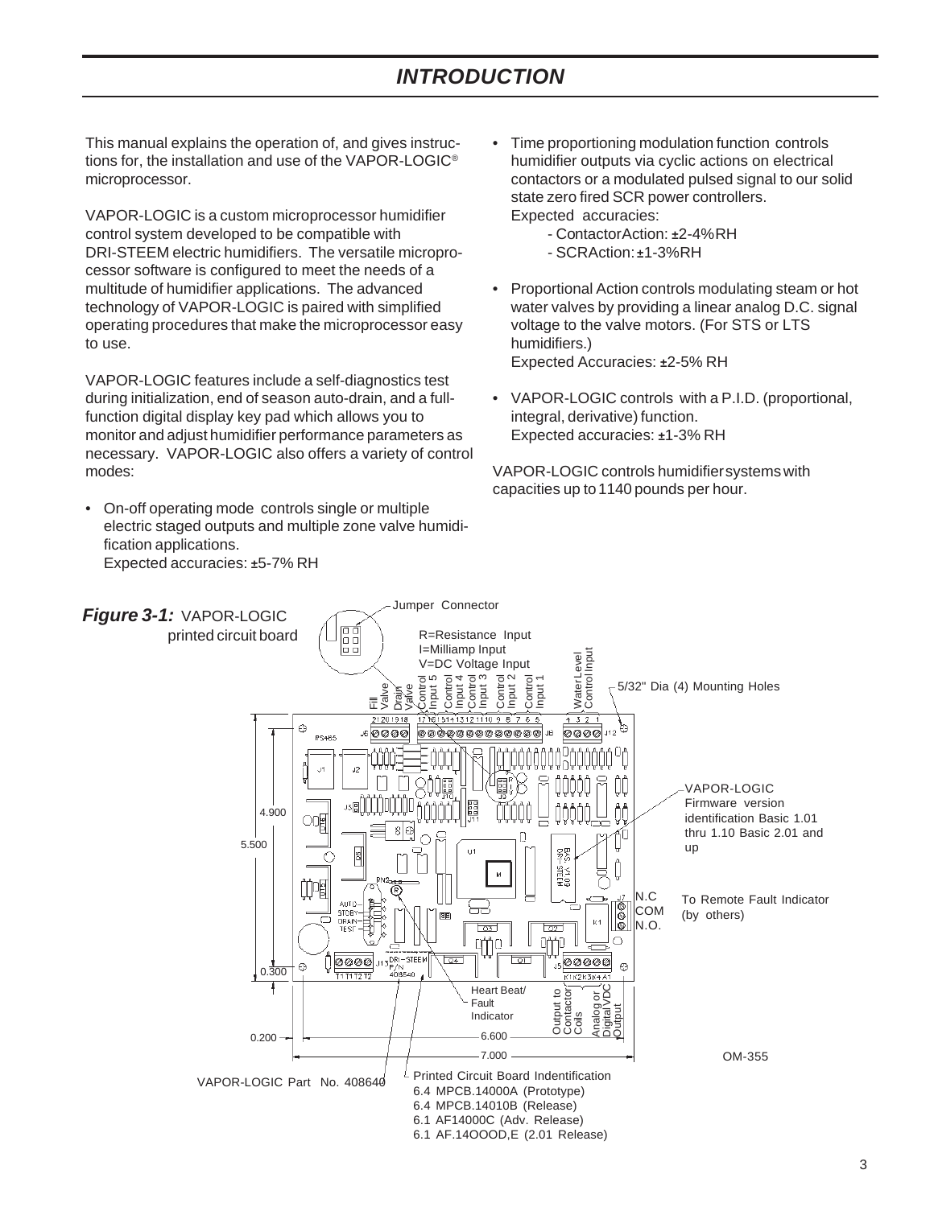# INTRODUCTION

This manual explains the operation of, and gives instructions for, the installation and use of the VAPOR-LOGIC® microprocessor.

VAPOR-LOGIC is a custom microprocessor humidifier control system developed to be compatible with DRI-STEEM electric humidifiers. The versatile microprocessor software is configured to meet the needs of a multitude of humidifier applications. The advanced technology of VAPOR-LOGIC is paired with simplified operating procedures that make the microprocessor easy to use.

VAPOR-LOGIC features include a self-diagnostics test during initialization, end of season auto-drain, and a full-function digital display key pad which allows you to monitor and adjust humidifier performance parameters as necessary. VAPOR-LOGIC also offers a variety of control modes:

- On-off operating mode controls single or multiple electric staged outputs and multiple zone valve humidification applications.
  Expected accuracies: ±5-7% RH
- Time proportioning modulation function controls humidifier outputs via cyclic actions on electrical contactors or a modulated pulsed signal to our solid state zero fired SCR power controllers.
  Expected accuracies:
  - ContactorAction: ±2-4%RH
  - SCRAction: ±1-3%RH
- Proportional Action controls modulating steam or hot water valves by providing a linear analog D.C. signal voltage to the valve motors. (For STS or LTS humidifiers.)
  Expected Accuracies: ±2-5% RH
- VAPOR-LOGIC controls with a P.I.D. (proportional, integral, derivative) function.
  Expected accuracies: ±1-3% RH

VAPOR-LOGIC controls humidifier systems with capacities up to 1140 pounds per hour.

***Figure 3-1:*** VAPOR-LOGIC printed circuit board

Jumper Connector
R=Resistance Input
I=Milliamp Input
V=DC Voltage Input
Fill Valve, Drain Valve, Control Input 5, Control Input 4, Control Input 3, Control Input 2, Control Input 1, Water Level Control Input
5/32" Dia (4) Mounting Holes
VAPOR-LOGIC Firmware version identification Basic 1.01 thru 1.10 Basic 2.01 and up
N.C / COM / N.O. — To Remote Fault Indicator (by others)
Heart Beat/ Fault Indicator
Output to Contactor Coils
Analog or Digital VDC Output
Dimensions: 4.900, 5.500, 0.300, 0.200, 6.600, 7.000
OM-355
VAPOR-LOGIC Part No. 408640
Printed Circuit Board Indentification
6.4 MPCB.14000A (Prototype)
6.4 MPCB.14010B (Release)
6.1 AF14000C (Adv. Release)
6.1 AF.14OOOD,E (2.01 Release)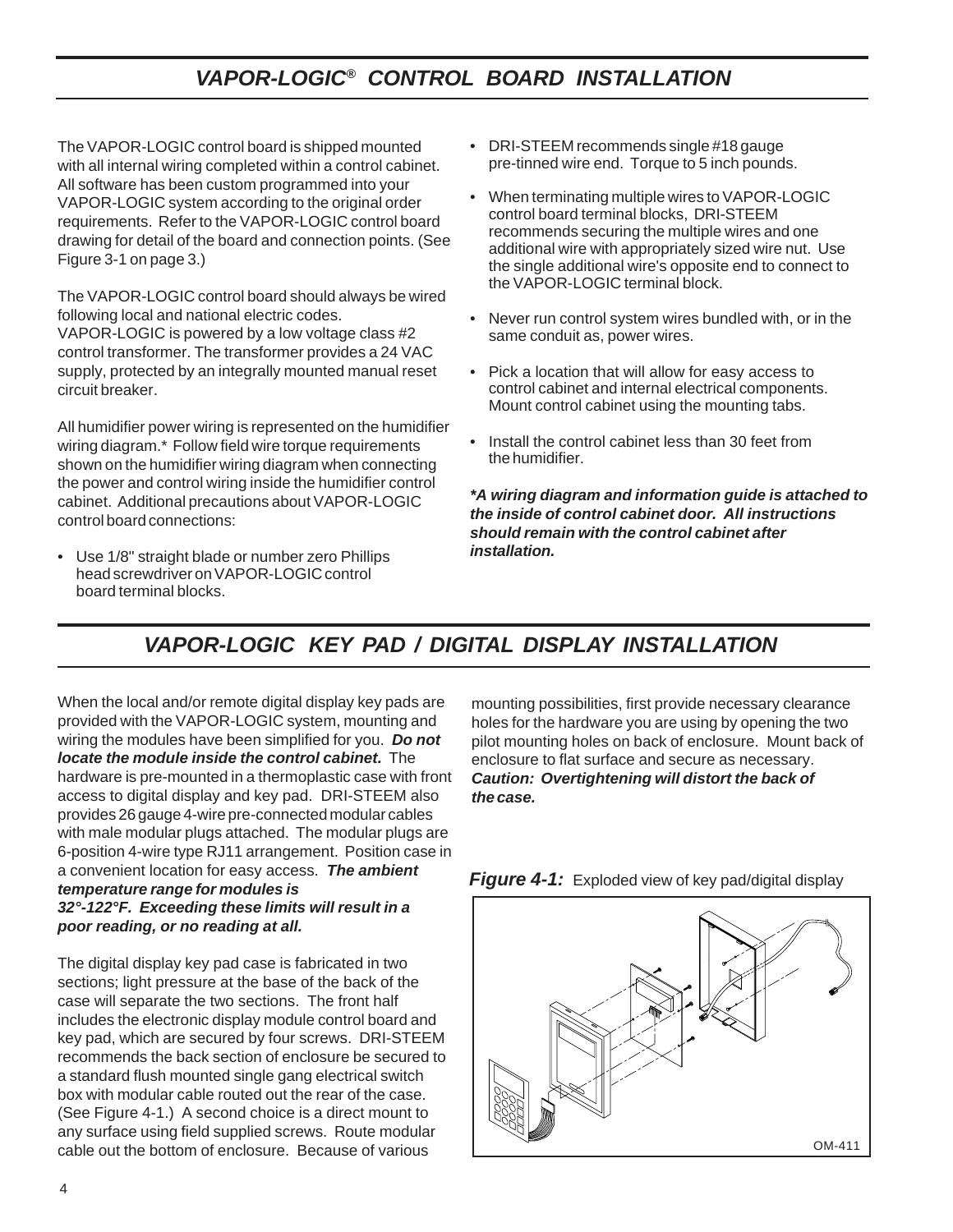## VAPOR-LOGIC® CONTROL BOARD INSTALLATION

The VAPOR-LOGIC control board is shipped mounted with all internal wiring completed within a control cabinet. All software has been custom programmed into your VAPOR-LOGIC system according to the original order requirements. Refer to the VAPOR-LOGIC control board drawing for detail of the board and connection points. (See Figure 3-1 on page 3.)

The VAPOR-LOGIC control board should always be wired following local and national electric codes. VAPOR-LOGIC is powered by a low voltage class #2 control transformer. The transformer provides a 24 VAC supply, protected by an integrally mounted manual reset circuit breaker.

All humidifier power wiring is represented on the humidifier wiring diagram.* Follow field wire torque requirements shown on the humidifier wiring diagram when connecting the power and control wiring inside the humidifier control cabinet. Additional precautions about VAPOR-LOGIC control board connections:

- Use 1/8" straight blade or number zero Phillips head screwdriver on VAPOR-LOGIC control board terminal blocks.
- DRI-STEEM recommends single #18 gauge pre-tinned wire end. Torque to 5 inch pounds.
- When terminating multiple wires to VAPOR-LOGIC control board terminal blocks, DRI-STEEM recommends securing the multiple wires and one additional wire with appropriately sized wire nut. Use the single additional wire's opposite end to connect to the VAPOR-LOGIC terminal block.
- Never run control system wires bundled with, or in the same conduit as, power wires.
- Pick a location that will allow for easy access to control cabinet and internal electrical components. Mount control cabinet using the mounting tabs.
- Install the control cabinet less than 30 feet from the humidifier.

***A wiring diagram and information guide is attached to the inside of control cabinet door. All instructions should remain with the control cabinet after installation.***

## VAPOR-LOGIC KEY PAD / DIGITAL DISPLAY INSTALLATION

When the local and/or remote digital display key pads are provided with the VAPOR-LOGIC system, mounting and wiring the modules have been simplified for you. ***Do not locate the module inside the control cabinet.*** The hardware is pre-mounted in a thermoplastic case with front access to digital display and key pad. DRI-STEEM also provides 26 gauge 4-wire pre-connected modular cables with male modular plugs attached. The modular plugs are 6-position 4-wire type RJ11 arrangement. Position case in a convenient location for easy access. ***The ambient temperature range for modules is 32°-122°F. Exceeding these limits will result in a poor reading, or no reading at all.***

The digital display key pad case is fabricated in two sections; light pressure at the base of the back of the case will separate the two sections. The front half includes the electronic display module control board and key pad, which are secured by four screws. DRI-STEEM recommends the back section of enclosure be secured to a standard flush mounted single gang electrical switch box with modular cable routed out the rear of the case. (See Figure 4-1.) A second choice is a direct mount to any surface using field supplied screws. Route modular cable out the bottom of enclosure. Because of various mounting possibilities, first provide necessary clearance holes for the hardware you are using by opening the two pilot mounting holes on back of enclosure. Mount back of enclosure to flat surface and secure as necessary. ***Caution: Overtightening will distort the back of the case.***

***Figure 4-1:*** Exploded view of key pad/digital display

OM-411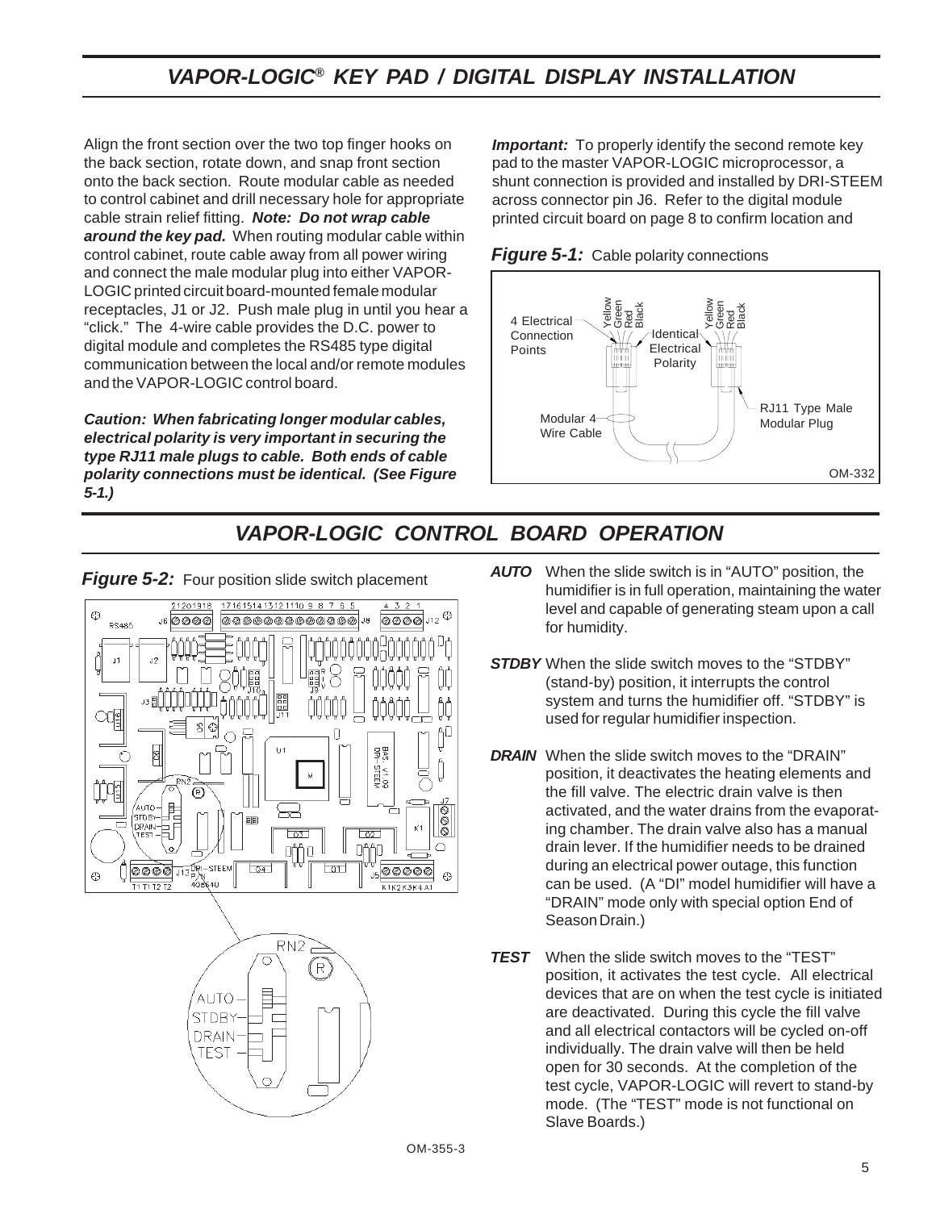# *VAPOR-LOGIC® KEY PAD / DIGITAL DISPLAY INSTALLATION*

Align the front section over the two top finger hooks on the back section, rotate down, and snap front section onto the back section. Route modular cable as needed to control cabinet and drill necessary hole for appropriate cable strain relief fitting. ***Note: Do not wrap cable around the key pad.*** When routing modular cable within control cabinet, route cable away from all power wiring and connect the male modular plug into either VAPOR-LOGIC printed circuit board-mounted female modular receptacles, J1 or J2. Push male plug in until you hear a "click." The 4-wire cable provides the D.C. power to digital module and completes the RS485 type digital communication between the local and/or remote modules and the VAPOR-LOGIC control board.

***Caution: When fabricating longer modular cables, electrical polarity is very important in securing the type RJ11 male plugs to cable. Both ends of cable polarity connections must be identical. (See Figure 5-1.)***

***Important:*** To properly identify the second remote key pad to the master VAPOR-LOGIC microprocessor, a shunt connection is provided and installed by DRI-STEEM across connector pin J6. Refer to the digital module printed circuit board on page 8 to confirm location and

***Figure 5-1:*** Cable polarity connections

# *VAPOR-LOGIC CONTROL BOARD OPERATION*

***Figure 5-2:*** Four position slide switch placement

***AUTO*** When the slide switch is in "AUTO" position, the humidifier is in full operation, maintaining the water level and capable of generating steam upon a call for humidity.

***STDBY*** When the slide switch moves to the "STDBY" (stand-by) position, it interrupts the control system and turns the humidifier off. "STDBY" is used for regular humidifier inspection.

***DRAIN*** When the slide switch moves to the "DRAIN" position, it deactivates the heating elements and the fill valve. The electric drain valve is then activated, and the water drains from the evaporating chamber. The drain valve also has a manual drain lever. If the humidifier needs to be drained during an electrical power outage, this function can be used. (A "DI" model humidifier will have a "DRAIN" mode only with special option End of Season Drain.)

***TEST*** When the slide switch moves to the "TEST" position, it activates the test cycle. All electrical devices that are on when the test cycle is initiated are deactivated. During this cycle the fill valve and all electrical contactors will be cycled on-off individually. The drain valve will then be held open for 30 seconds. At the completion of the test cycle, VAPOR-LOGIC will revert to stand-by mode. (The "TEST" mode is not functional on Slave Boards.)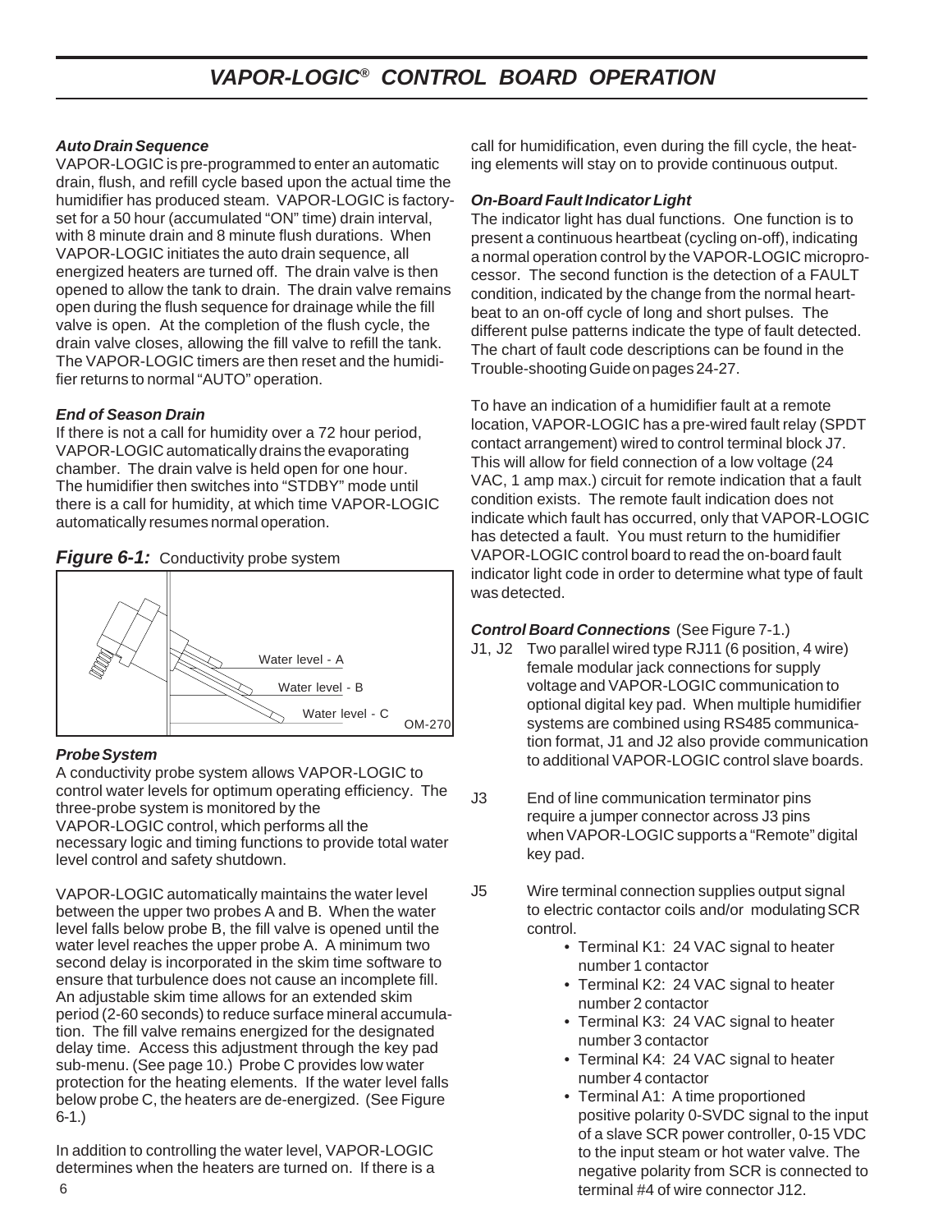# VAPOR-LOGIC® CONTROL BOARD OPERATION

***Auto Drain Sequence***

VAPOR-LOGIC is pre-programmed to enter an automatic drain, flush, and refill cycle based upon the actual time the humidifier has produced steam. VAPOR-LOGIC is factory-set for a 50 hour (accumulated "ON" time) drain interval, with 8 minute drain and 8 minute flush durations. When VAPOR-LOGIC initiates the auto drain sequence, all energized heaters are turned off. The drain valve is then opened to allow the tank to drain. The drain valve remains open during the flush sequence for drainage while the fill valve is open. At the completion of the flush cycle, the drain valve closes, allowing the fill valve to refill the tank. The VAPOR-LOGIC timers are then reset and the humidifier returns to normal "AUTO" operation.

***End of Season Drain***

If there is not a call for humidity over a 72 hour period, VAPOR-LOGIC automatically drains the evaporating chamber. The drain valve is held open for one hour. The humidifier then switches into "STDBY" mode until there is a call for humidity, at which time VAPOR-LOGIC automatically resumes normal operation.

***Figure 6-1:*** Conductivity probe system

Water level - A
Water level - B
Water level - C
OM-270

***Probe System***

A conductivity probe system allows VAPOR-LOGIC to control water levels for optimum operating efficiency. The three-probe system is monitored by the VAPOR-LOGIC control, which performs all the necessary logic and timing functions to provide total water level control and safety shutdown.

VAPOR-LOGIC automatically maintains the water level between the upper two probes A and B. When the water level falls below probe B, the fill valve is opened until the water level reaches the upper probe A. A minimum two second delay is incorporated in the skim time software to ensure that turbulence does not cause an incomplete fill. An adjustable skim time allows for an extended skim period (2-60 seconds) to reduce surface mineral accumulation. The fill valve remains energized for the designated delay time. Access this adjustment through the key pad sub-menu. (See page 10.) Probe C provides low water protection for the heating elements. If the water level falls below probe C, the heaters are de-energized. (See Figure 6-1.)

In addition to controlling the water level, VAPOR-LOGIC determines when the heaters are turned on. If there is a call for humidification, even during the fill cycle, the heating elements will stay on to provide continuous output.

***On-Board Fault Indicator Light***

The indicator light has dual functions. One function is to present a continuous heartbeat (cycling on-off), indicating a normal operation control by the VAPOR-LOGIC microprocessor. The second function is the detection of a FAULT condition, indicated by the change from the normal heartbeat to an on-off cycle of long and short pulses. The different pulse patterns indicate the type of fault detected. The chart of fault code descriptions can be found in the Trouble-shooting Guide on pages 24-27.

To have an indication of a humidifier fault at a remote location, VAPOR-LOGIC has a pre-wired fault relay (SPDT contact arrangement) wired to control terminal block J7. This will allow for field connection of a low voltage (24 VAC, 1 amp max.) circuit for remote indication that a fault condition exists. The remote fault indication does not indicate which fault has occurred, only that VAPOR-LOGIC has detected a fault. You must return to the humidifier VAPOR-LOGIC control board to read the on-board fault indicator light code in order to determine what type of fault was detected.

***Control Board Connections*** (See Figure 7-1.)

J1, J2 Two parallel wired type RJ11 (6 position, 4 wire) female modular jack connections for supply voltage and VAPOR-LOGIC communication to optional digital key pad. When multiple humidifier systems are combined using RS485 communication format, J1 and J2 also provide communication to additional VAPOR-LOGIC control slave boards.

J3 End of line communication terminator pins require a jumper connector across J3 pins when VAPOR-LOGIC supports a "Remote" digital key pad.

J5 Wire terminal connection supplies output signal to electric contactor coils and/or modulating SCR control.

- Terminal K1: 24 VAC signal to heater number 1 contactor
- Terminal K2: 24 VAC signal to heater number 2 contactor
- Terminal K3: 24 VAC signal to heater number 3 contactor
- Terminal K4: 24 VAC signal to heater number 4 contactor
- Terminal A1: A time proportioned positive polarity 0-SVDC signal to the input of a slave SCR power controller, 0-15 VDC to the input steam or hot water valve. The negative polarity from SCR is connected to terminal #4 of wire connector J12.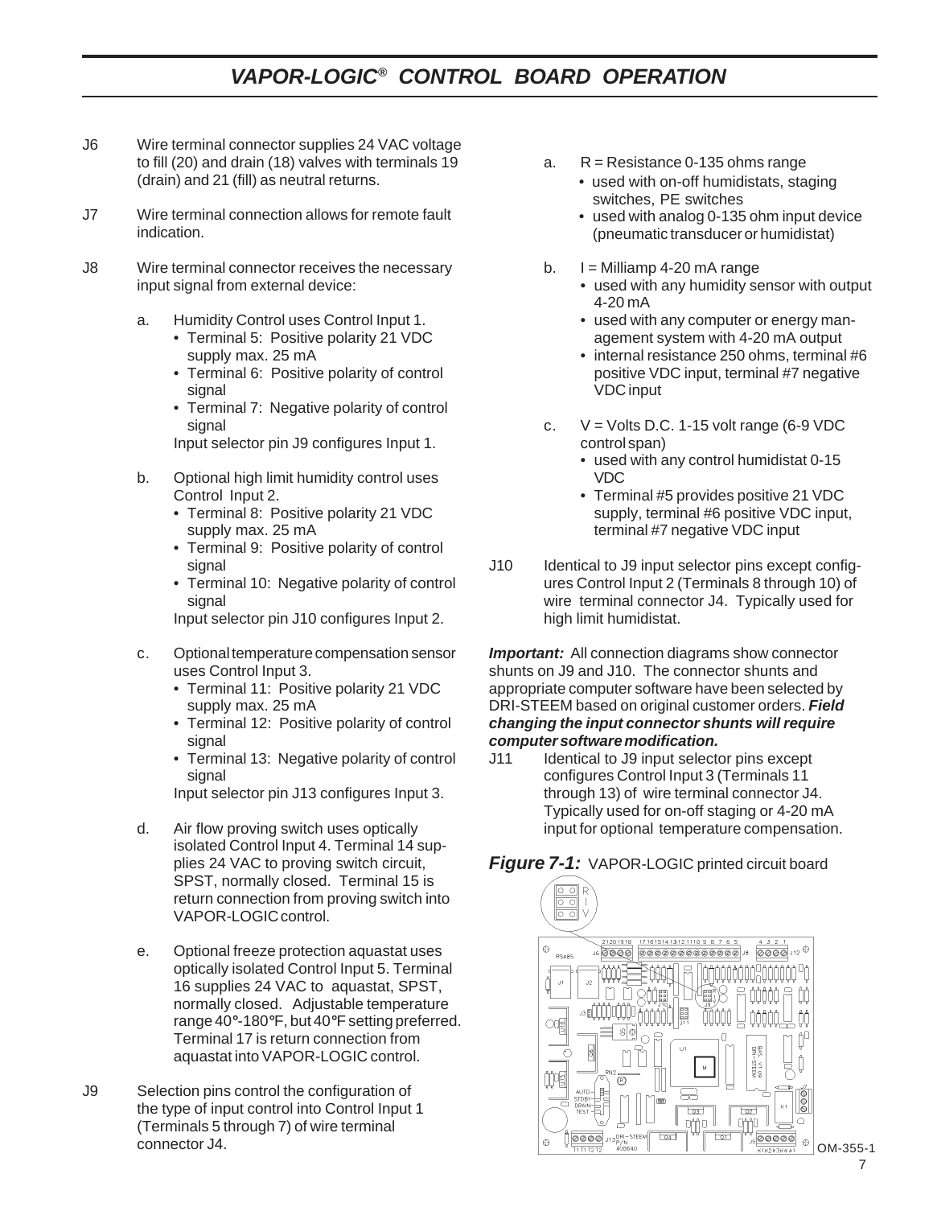# VAPOR-LOGIC® CONTROL BOARD OPERATION

J6 Wire terminal connector supplies 24 VAC voltage to fill (20) and drain (18) valves with terminals 19 (drain) and 21 (fill) as neutral returns.

J7 Wire terminal connection allows for remote fault indication.

J8 Wire terminal connector receives the necessary input signal from external device:

a. Humidity Control uses Control Input 1.
   - Terminal 5: Positive polarity 21 VDC supply max. 25 mA
   - Terminal 6: Positive polarity of control signal
   - Terminal 7: Negative polarity of control signal

   Input selector pin J9 configures Input 1.

b. Optional high limit humidity control uses Control Input 2.
   - Terminal 8: Positive polarity 21 VDC supply max. 25 mA
   - Terminal 9: Positive polarity of control signal
   - Terminal 10: Negative polarity of control signal

   Input selector pin J10 configures Input 2.

c. Optional temperature compensation sensor uses Control Input 3.
   - Terminal 11: Positive polarity 21 VDC supply max. 25 mA
   - Terminal 12: Positive polarity of control signal
   - Terminal 13: Negative polarity of control signal

   Input selector pin J13 configures Input 3.

d. Air flow proving switch uses optically isolated Control Input 4. Terminal 14 supplies 24 VAC to proving switch circuit, SPST, normally closed. Terminal 15 is return connection from proving switch into VAPOR-LOGIC control.

e. Optional freeze protection aquastat uses optically isolated Control Input 5. Terminal 16 supplies 24 VAC to aquastat, SPST, normally closed. Adjustable temperature range 40°-180°F, but 40°F setting preferred. Terminal 17 is return connection from aquastat into VAPOR-LOGIC control.

J9 Selection pins control the configuration of the type of input control into Control Input 1 (Terminals 5 through 7) of wire terminal connector J4.

a. R = Resistance 0-135 ohms range
   - used with on-off humidistats, staging switches, PE switches
   - used with analog 0-135 ohm input device (pneumatic transducer or humidistat)

b. I = Milliamp 4-20 mA range
   - used with any humidity sensor with output 4-20 mA
   - used with any computer or energy management system with 4-20 mA output
   - internal resistance 250 ohms, terminal #6 positive VDC input, terminal #7 negative VDC input

c. V = Volts D.C. 1-15 volt range (6-9 VDC control span)
   - used with any control humidistat 0-15 VDC
   - Terminal #5 provides positive 21 VDC supply, terminal #6 positive VDC input, terminal #7 negative VDC input

J10 Identical to J9 input selector pins except configures Control Input 2 (Terminals 8 through 10) of wire terminal connector J4. Typically used for high limit humidistat.

***Important:*** All connection diagrams show connector shunts on J9 and J10. The connector shunts and appropriate computer software have been selected by DRI-STEEM based on original customer orders. ***Field changing the input connector shunts will require computer software modification.***

J11 Identical to J9 input selector pins except configures Control Input 3 (Terminals 11 through 13) of wire terminal connector J4. Typically used for on-off staging or 4-20 mA input for optional temperature compensation.

***Figure 7-1:*** VAPOR-LOGIC printed circuit board

OM-355-1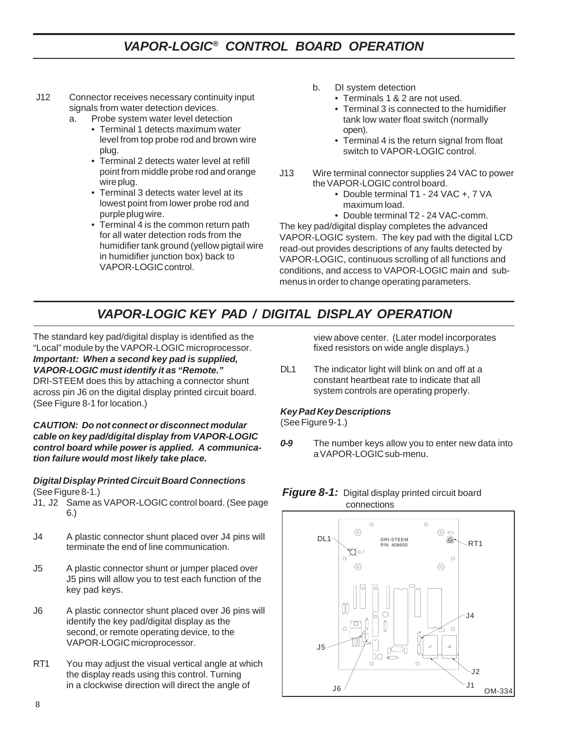# VAPOR-LOGIC® CONTROL BOARD OPERATION

J12 Connector receives necessary continuity input signals from water detection devices.

a. Probe system water level detection
   - Terminal 1 detects maximum water level from top probe rod and brown wire plug.
   - Terminal 2 detects water level at refill point from middle probe rod and orange wire plug.
   - Terminal 3 detects water level at its lowest point from lower probe rod and purple plug wire.
   - Terminal 4 is the common return path for all water detection rods from the humidifier tank ground (yellow pigtail wire in humidifier junction box) back to VAPOR-LOGIC control.

b. DI system detection
   - Terminals 1 & 2 are not used.
   - Terminal 3 is connected to the humidifier tank low water float switch (normally open).
   - Terminal 4 is the return signal from float switch to VAPOR-LOGIC control.

J13 Wire terminal connector supplies 24 VAC to power the VAPOR-LOGIC control board.
   - Double terminal T1 - 24 VAC +, 7 VA maximum load.
   - Double terminal T2 - 24 VAC-comm.

The key pad/digital display completes the advanced VAPOR-LOGIC system. The key pad with the digital LCD read-out provides descriptions of any faults detected by VAPOR-LOGIC, continuous scrolling of all functions and conditions, and access to VAPOR-LOGIC main and sub-menus in order to change operating parameters.

# VAPOR-LOGIC KEY PAD / DIGITAL DISPLAY OPERATION

The standard key pad/digital display is identified as the "Local" module by the VAPOR-LOGIC microprocessor. ***Important: When a second key pad is supplied, VAPOR-LOGIC must identify it as "Remote."*** DRI-STEEM does this by attaching a connector shunt across pin J6 on the digital display printed circuit board. (See Figure 8-1 for location.)

***CAUTION: Do not connect or disconnect modular cable on key pad/digital display from VAPOR-LOGIC control board while power is applied. A communication failure would most likely take place.***

***Digital Display Printed Circuit Board Connections***
(See Figure 8-1.)

J1, J2 Same as VAPOR-LOGIC control board. (See page 6.)

J4 A plastic connector shunt placed over J4 pins will terminate the end of line communication.

J5 A plastic connector shunt or jumper placed over J5 pins will allow you to test each function of the key pad keys.

J6 A plastic connector shunt placed over J6 pins will identify the key pad/digital display as the second, or remote operating device, to the VAPOR-LOGIC microprocessor.

RT1 You may adjust the visual vertical angle at which the display reads using this control. Turning in a clockwise direction will direct the angle of view above center. (Later model incorporates fixed resistors on wide angle displays.)

DL1 The indicator light will blink on and off at a constant heartbeat rate to indicate that all system controls are operating properly.

***Key Pad Key Descriptions***
(See Figure 9-1.)

***0-9*** The number keys allow you to enter new data into a VAPOR-LOGIC sub-menu.

***Figure 8-1:*** Digital display printed circuit board connections

DL1, RT1, J4, J5, J6, J2, J1, DRI-STEEM P/N 408650, OM-334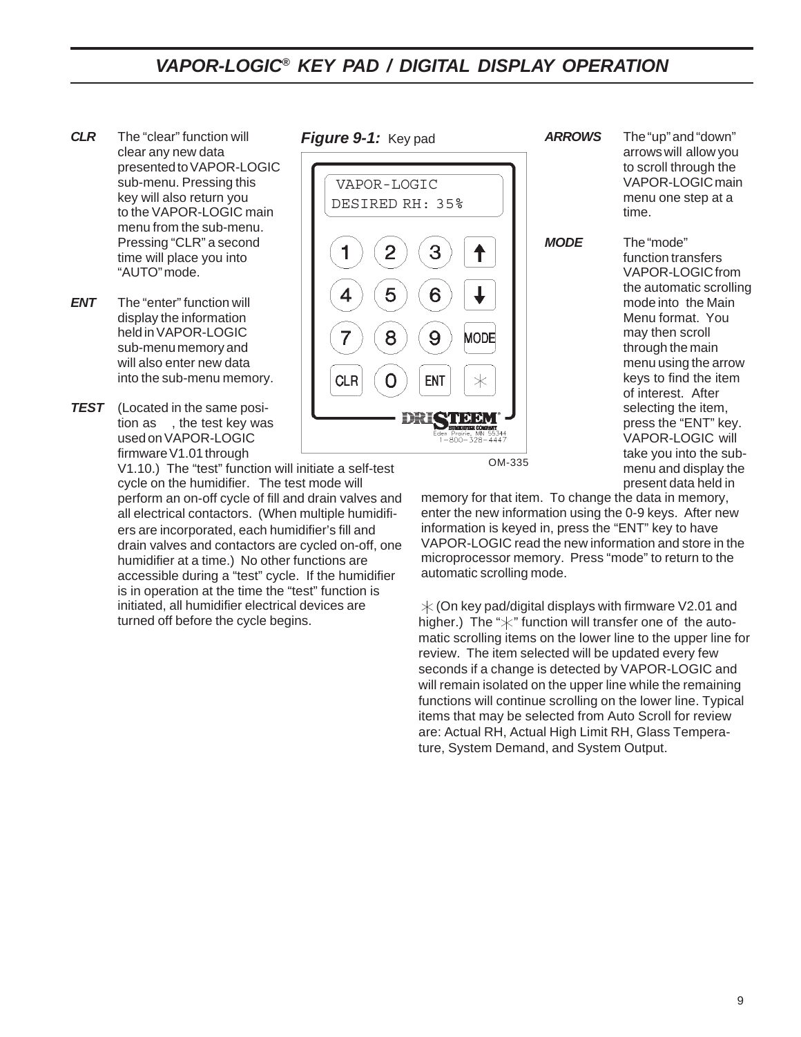# *VAPOR-LOGIC® KEY PAD / DIGITAL DISPLAY OPERATION*

***CLR*** The "clear" function will clear any new data presented to VAPOR-LOGIC sub-menu. Pressing this key will also return you to the VAPOR-LOGIC main menu from the sub-menu. Pressing "CLR" a second time will place you into "AUTO" mode.

***ENT*** The "enter" function will display the information held in VAPOR-LOGIC sub-menu memory and will also enter new data into the sub-menu memory.

***TEST*** (Located in the same position as ⁎, the test key was used on VAPOR-LOGIC firmware V1.01 through V1.10.) The "test" function will initiate a self-test cycle on the humidifier. The test mode will perform an on-off cycle of fill and drain valves and all electrical contactors. (When multiple humidifiers are incorporated, each humidifier's fill and drain valves and contactors are cycled on-off, one humidifier at a time.) No other functions are accessible during a "test" cycle. If the humidifier is in operation at the time the "test" function is initiated, all humidifier electrical devices are turned off before the cycle begins.

***Figure 9-1:*** Key pad

VAPOR-LOGIC
DESIRED RH: 35%

OM-335

***ARROWS*** The "up" and "down" arrows will allow you to scroll through the VAPOR-LOGIC main menu one step at a time.

***MODE*** The "mode" function transfers VAPOR-LOGIC from the automatic scrolling mode into the Main Menu format. You may then scroll through the main menu using the arrow keys to find the item of interest. After selecting the item, press the "ENT" key. VAPOR-LOGIC will take you into the sub-menu and display the present data held in memory for that item. To change the data in memory, enter the new information using the 0-9 keys. After new information is keyed in, press the "ENT" key to have VAPOR-LOGIC read the new information and store in the microprocessor memory. Press "mode" to return to the automatic scrolling mode.

⁎ (On key pad/digital displays with firmware V2.01 and higher.) The "⁎" function will transfer one of the automatic scrolling items on the lower line to the upper line for review. The item selected will be updated every few seconds if a change is detected by VAPOR-LOGIC and will remain isolated on the upper line while the remaining functions will continue scrolling on the lower line. Typical items that may be selected from Auto Scroll for review are: Actual RH, Actual High Limit RH, Glass Temperature, System Demand, and System Output.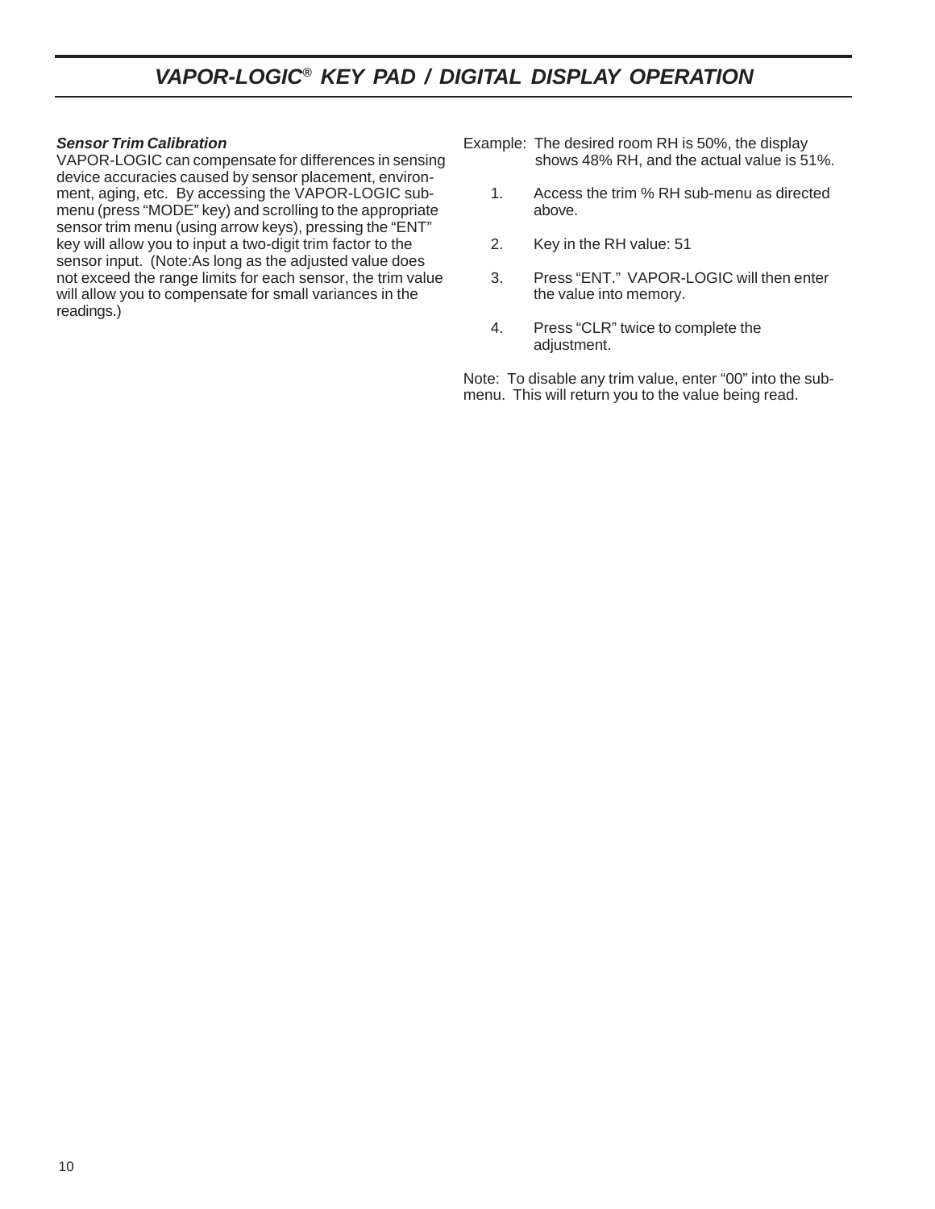# VAPOR-LOGIC® KEY PAD / DIGITAL DISPLAY OPERATION

***Sensor Trim Calibration***

VAPOR-LOGIC can compensate for differences in sensing device accuracies caused by sensor placement, environment, aging, etc. By accessing the VAPOR-LOGIC sub-menu (press "MODE" key) and scrolling to the appropriate sensor trim menu (using arrow keys), pressing the "ENT" key will allow you to input a two-digit trim factor to the sensor input. (Note:As long as the adjusted value does not exceed the range limits for each sensor, the trim value will allow you to compensate for small variances in the readings.)

Example: The desired room RH is 50%, the display shows 48% RH, and the actual value is 51%.

1. Access the trim % RH sub-menu as directed above.
2. Key in the RH value: 51
3. Press "ENT." VAPOR-LOGIC will then enter the value into memory.
4. Press "CLR" twice to complete the adjustment.

Note: To disable any trim value, enter "00" into the sub-menu. This will return you to the value being read.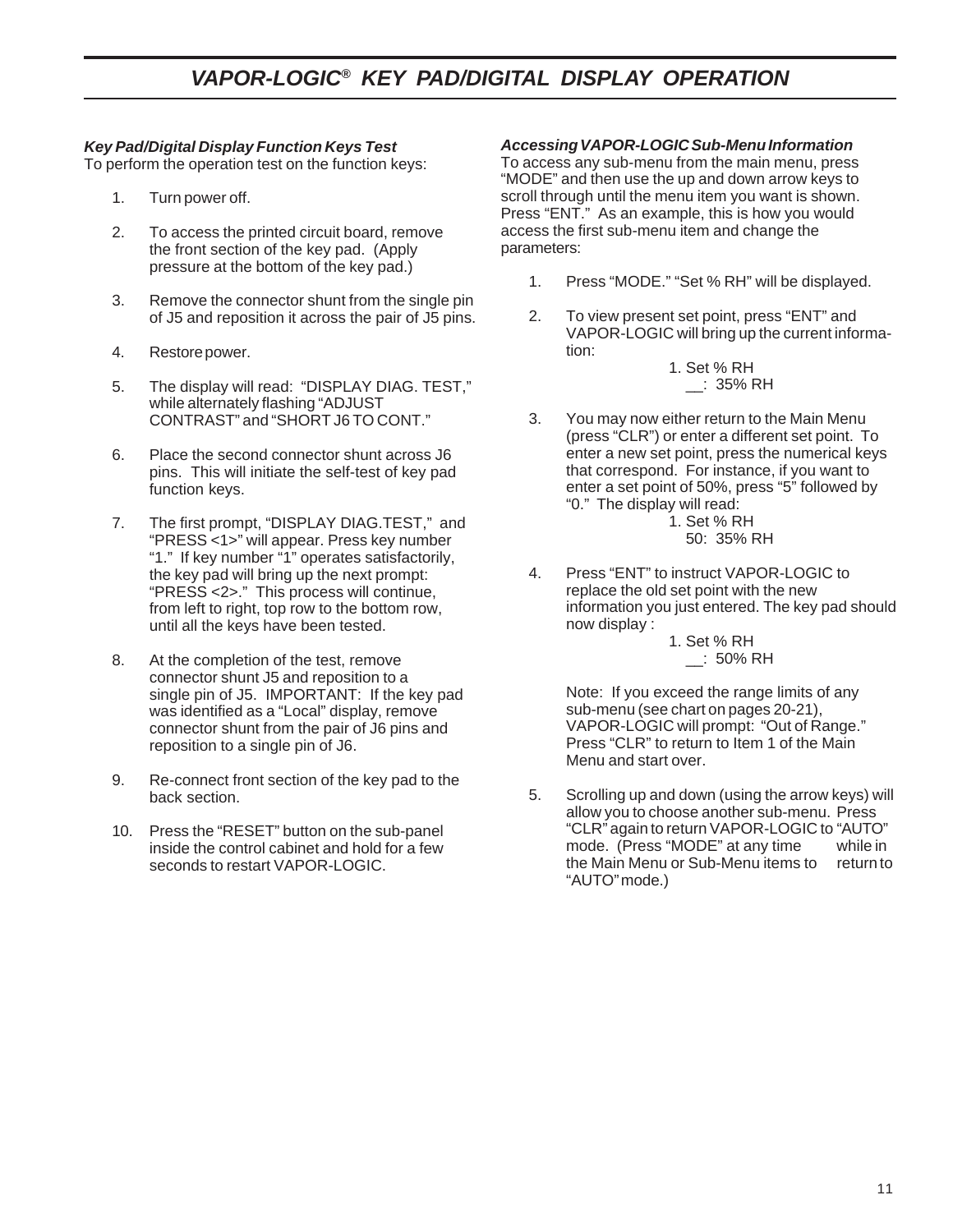# VAPOR-LOGIC® KEY PAD/DIGITAL DISPLAY OPERATION

***Key Pad/Digital Display Function Keys Test***

To perform the operation test on the function keys:

1. Turn power off.
2. To access the printed circuit board, remove the front section of the key pad. (Apply pressure at the bottom of the key pad.)
3. Remove the connector shunt from the single pin of J5 and reposition it across the pair of J5 pins.
4. Restore power.
5. The display will read: "DISPLAY DIAG. TEST," while alternately flashing "ADJUST CONTRAST" and "SHORT J6 TO CONT."
6. Place the second connector shunt across J6 pins. This will initiate the self-test of key pad function keys.
7. The first prompt, "DISPLAY DIAG.TEST," and "PRESS <1>" will appear. Press key number "1." If key number "1" operates satisfactorily, the key pad will bring up the next prompt: "PRESS <2>." This process will continue, from left to right, top row to the bottom row, until all the keys have been tested.
8. At the completion of the test, remove connector shunt J5 and reposition to a single pin of J5. IMPORTANT: If the key pad was identified as a "Local" display, remove connector shunt from the pair of J6 pins and reposition to a single pin of J6.
9. Re-connect front section of the key pad to the back section.
10. Press the "RESET" button on the sub-panel inside the control cabinet and hold for a few seconds to restart VAPOR-LOGIC.

***Accessing VAPOR-LOGIC Sub-Menu Information***

To access any sub-menu from the main menu, press "MODE" and then use the up and down arrow keys to scroll through until the menu item you want is shown. Press "ENT." As an example, this is how you would access the first sub-menu item and change the parameters:

1. Press "MODE." "Set % RH" will be displayed.
2. To view present set point, press "ENT" and VAPOR-LOGIC will bring up the current information:

   1. Set % RH
   __: 35% RH

3. You may now either return to the Main Menu (press "CLR") or enter a different set point. To enter a new set point, press the numerical keys that correspond. For instance, if you want to enter a set point of 50%, press "5" followed by "0." The display will read:

   1. Set % RH
   50: 35% RH

4. Press "ENT" to instruct VAPOR-LOGIC to replace the old set point with the new information you just entered. The key pad should now display :

   1. Set % RH
   __: 50% RH

   Note: If you exceed the range limits of any sub-menu (see chart on pages 20-21), VAPOR-LOGIC will prompt: "Out of Range." Press "CLR" to return to Item 1 of the Main Menu and start over.

5. Scrolling up and down (using the arrow keys) will allow you to choose another sub-menu. Press "CLR" again to return VAPOR-LOGIC to "AUTO" mode. (Press "MODE" at any time while in the Main Menu or Sub-Menu items to return to "AUTO" mode.)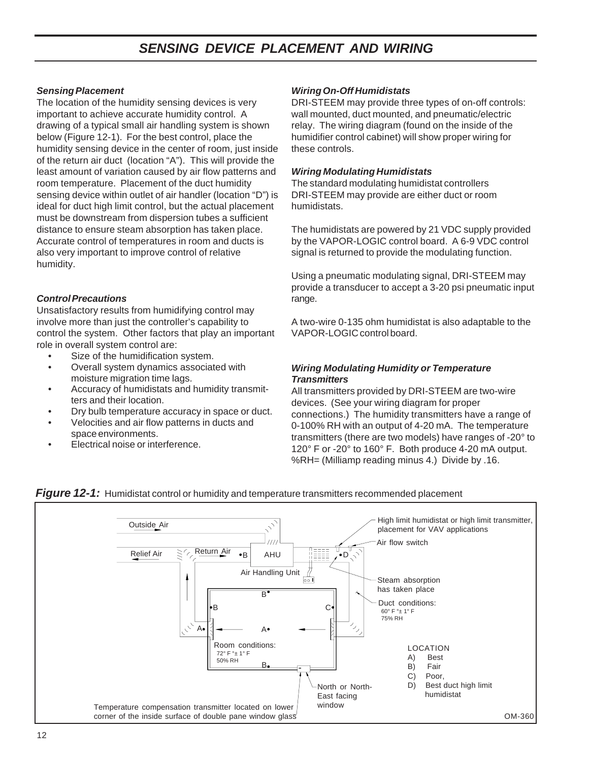# SENSING DEVICE PLACEMENT AND WIRING

### *Sensing Placement*

The location of the humidity sensing devices is very important to achieve accurate humidity control. A drawing of a typical small air handling system is shown below (Figure 12-1). For the best control, place the humidity sensing device in the center of room, just inside of the return air duct (location "A"). This will provide the least amount of variation caused by air flow patterns and room temperature. Placement of the duct humidity sensing device within outlet of air handler (location "D") is ideal for duct high limit control, but the actual placement must be downstream from dispersion tubes a sufficient distance to ensure steam absorption has taken place. Accurate control of temperatures in room and ducts is also very important to improve control of relative humidity.

### *Control Precautions*

Unsatisfactory results from humidifying control may involve more than just the controller's capability to control the system. Other factors that play an important role in overall system control are:

- Size of the humidification system.
- Overall system dynamics associated with moisture migration time lags.
- Accuracy of humidistats and humidity transmitters and their location.
- Dry bulb temperature accuracy in space or duct.
- Velocities and air flow patterns in ducts and space environments.
- Electrical noise or interference.

### *Wiring On-Off Humidistats*

DRI-STEEM may provide three types of on-off controls: wall mounted, duct mounted, and pneumatic/electric relay. The wiring diagram (found on the inside of the humidifier control cabinet) will show proper wiring for these controls.

### *Wiring Modulating Humidistats*

The standard modulating humidistat controllers DRI-STEEM may provide are either duct or room humidistats.

The humidistats are powered by 21 VDC supply provided by the VAPOR-LOGIC control board. A 6-9 VDC control signal is returned to provide the modulating function.

Using a pneumatic modulating signal, DRI-STEEM may provide a transducer to accept a 3-20 psi pneumatic input range.

A two-wire 0-135 ohm humidistat is also adaptable to the VAPOR-LOGIC control board.

### *Wiring Modulating Humidity or Temperature Transmitters*

All transmitters provided by DRI-STEEM are two-wire devices. (See your wiring diagram for proper connections.) The humidity transmitters have a range of 0-100% RH with an output of 4-20 mA. The temperature transmitters (there are two models) have ranges of -20° to 120° F or -20° to 160° F. Both produce 4-20 mA output. %RH= (Milliamp reading minus 4.) Divide by .16.

***Figure 12-1:*** Humidistat control or humidity and temperature transmitters recommended placement

Outside Air
Relief Air
Return Air
AHU
Air Handling Unit
High limit humidistat or high limit transmitter, placement for VAV applications
Air flow switch
Steam absorption has taken place
Duct conditions: 60° F °± 1° F 75% RH
Room conditions: 72° F °± 1° F 50% RH
North or North-East facing window
Temperature compensation transmitter located on lower corner of the inside surface of double pane window glass

LOCATION
A) Best
B) Fair
C) Poor,
D) Best duct high limit humidistat

OM-360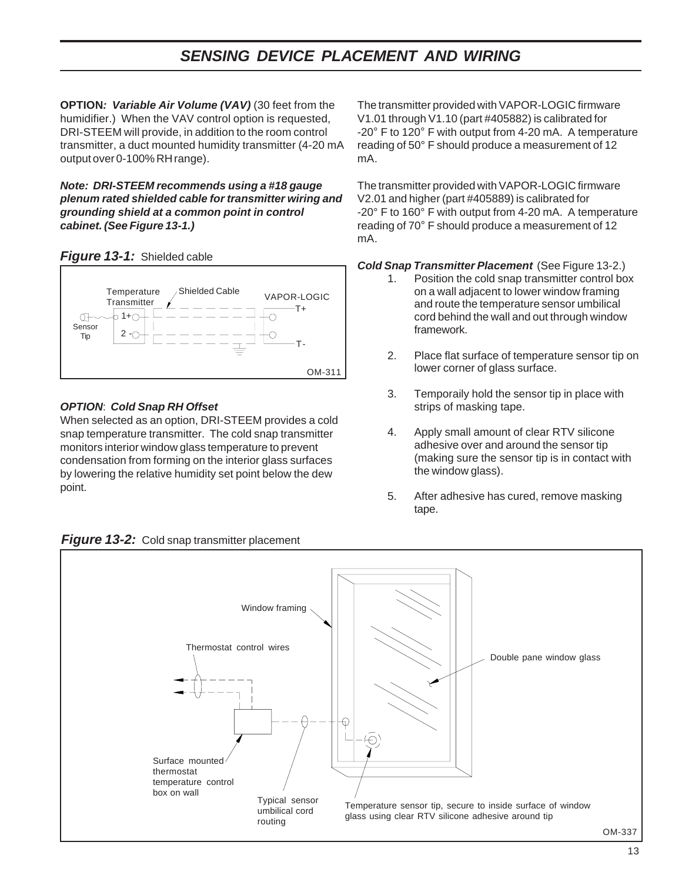# SENSING DEVICE PLACEMENT AND WIRING

**OPTION*: Variable Air Volume (VAV)*** (30 feet from the humidifier.) When the VAV control option is requested, DRI-STEEM will provide, in addition to the room control transmitter, a duct mounted humidity transmitter (4-20 mA output over 0-100% RH range).

***Note: DRI-STEEM recommends using a #18 gauge plenum rated shielded cable for transmitter wiring and grounding shield at a common point in control cabinet. (See Figure 13-1.)***

***Figure 13-1:*** Shielded cable

### *OPTION*: *Cold Snap RH Offset*

When selected as an option, DRI-STEEM provides a cold snap temperature transmitter. The cold snap transmitter monitors interior window glass temperature to prevent condensation from forming on the interior glass surfaces by lowering the relative humidity set point below the dew point.

The transmitter provided with VAPOR-LOGIC firmware V1.01 through V1.10 (part #405882) is calibrated for -20° F to 120° F with output from 4-20 mA. A temperature reading of 50° F should produce a measurement of 12 mA.

The transmitter provided with VAPOR-LOGIC firmware V2.01 and higher (part #405889) is calibrated for -20° F to 160° F with output from 4-20 mA. A temperature reading of 70° F should produce a measurement of 12 mA.

***Cold Snap Transmitter Placement*** (See Figure 13-2.)

1. Position the cold snap transmitter control box on a wall adjacent to lower window framing and route the temperature sensor umbilical cord behind the wall and out through window framework.
2. Place flat surface of temperature sensor tip on lower corner of glass surface.
3. Temporaily hold the sensor tip in place with strips of masking tape.
4. Apply small amount of clear RTV silicone adhesive over and around the sensor tip (making sure the sensor tip is in contact with the window glass).
5. After adhesive has cured, remove masking tape.

***Figure 13-2:*** Cold snap transmitter placement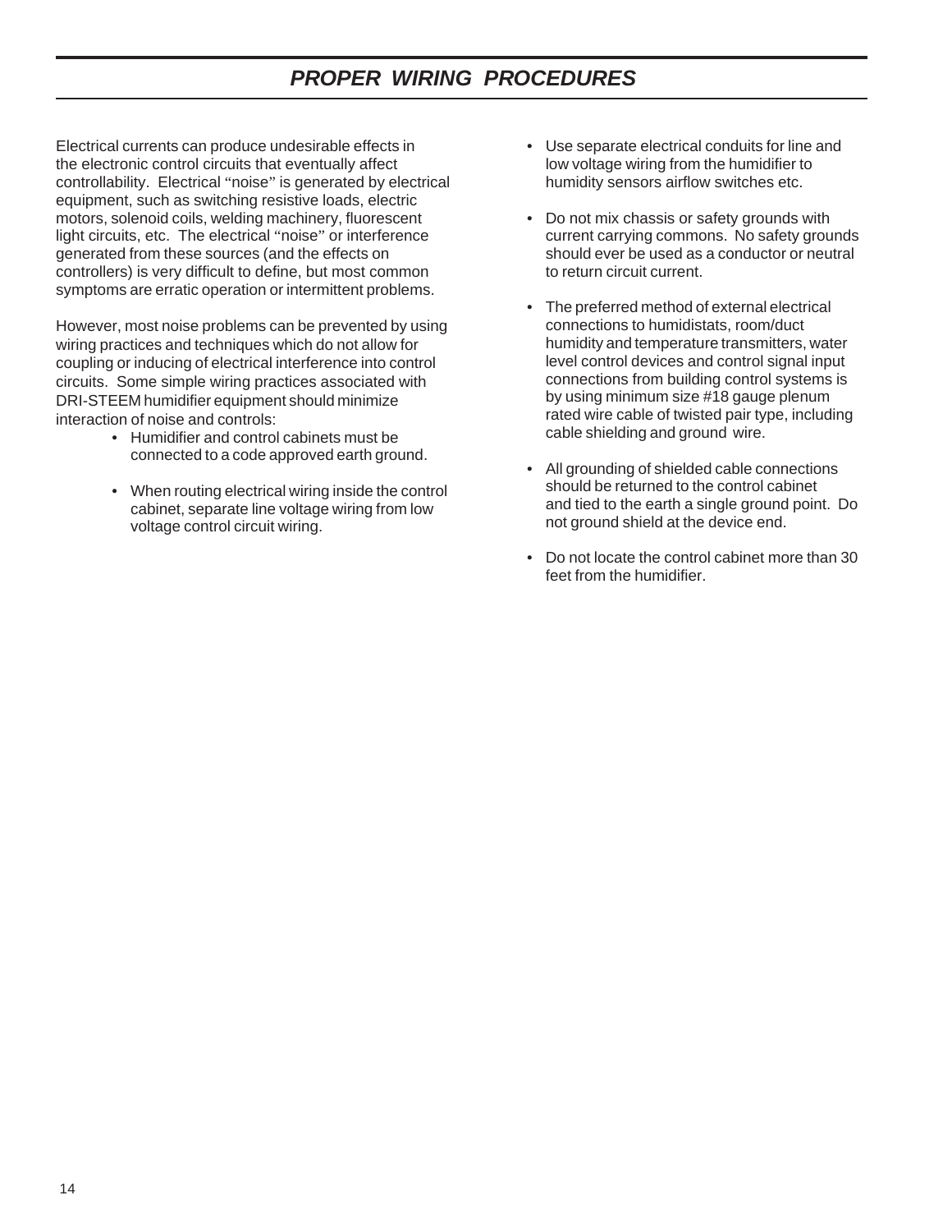# *PROPER WIRING PROCEDURES*

Electrical currents can produce undesirable effects in the electronic control circuits that eventually affect controllability. Electrical "noise" is generated by electrical equipment, such as switching resistive loads, electric motors, solenoid coils, welding machinery, fluorescent light circuits, etc. The electrical "noise" or interference generated from these sources (and the effects on controllers) is very difficult to define, but most common symptoms are erratic operation or intermittent problems.

However, most noise problems can be prevented by using wiring practices and techniques which do not allow for coupling or inducing of electrical interference into control circuits. Some simple wiring practices associated with DRI-STEEM humidifier equipment should minimize interaction of noise and controls:

- Humidifier and control cabinets must be connected to a code approved earth ground.
- When routing electrical wiring inside the control cabinet, separate line voltage wiring from low voltage control circuit wiring.
- Use separate electrical conduits for line and low voltage wiring from the humidifier to humidity sensors airflow switches etc.
- Do not mix chassis or safety grounds with current carrying commons. No safety grounds should ever be used as a conductor or neutral to return circuit current.
- The preferred method of external electrical connections to humidistats, room/duct humidity and temperature transmitters, water level control devices and control signal input connections from building control systems is by using minimum size #18 gauge plenum rated wire cable of twisted pair type, including cable shielding and ground wire.
- All grounding of shielded cable connections should be returned to the control cabinet and tied to the earth a single ground point. Do not ground shield at the device end.
- Do not locate the control cabinet more than 30 feet from the humidifier.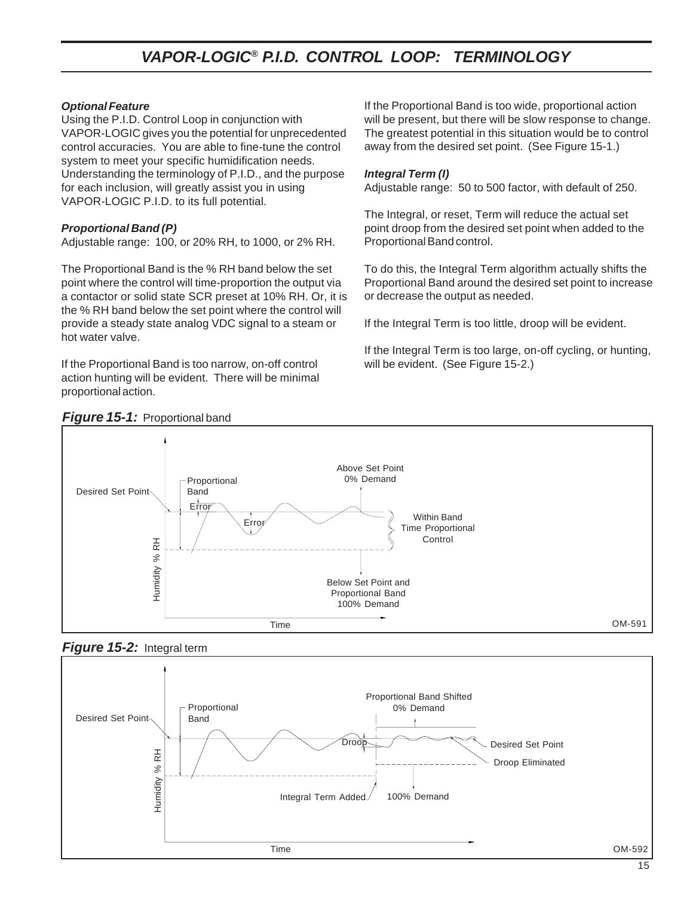# VAPOR-LOGIC® P.I.D. CONTROL LOOP: TERMINOLOGY

***Optional Feature***

Using the P.I.D. Control Loop in conjunction with VAPOR-LOGIC gives you the potential for unprecedented control accuracies. You are able to fine-tune the control system to meet your specific humidification needs. Understanding the terminology of P.I.D., and the purpose for each inclusion, will greatly assist you in using VAPOR-LOGIC P.I.D. to its full potential.

***Proportional Band (P)***

Adjustable range: 100, or 20% RH, to 1000, or 2% RH.

The Proportional Band is the % RH band below the set point where the control will time-proportion the output via a contactor or solid state SCR preset at 10% RH. Or, it is the % RH band below the set point where the control will provide a steady state analog VDC signal to a steam or hot water valve.

If the Proportional Band is too narrow, on-off control action hunting will be evident. There will be minimal proportional action.

If the Proportional Band is too wide, proportional action will be present, but there will be slow response to change. The greatest potential in this situation would be to control away from the desired set point. (See Figure 15-1.)

***Integral Term (I)***

Adjustable range: 50 to 500 factor, with default of 250.

The Integral, or reset, Term will reduce the actual set point droop from the desired set point when added to the Proportional Band control.

To do this, the Integral Term algorithm actually shifts the Proportional Band around the desired set point to increase or decrease the output as needed.

If the Integral Term is too little, droop will be evident.

If the Integral Term is too large, on-off cycling, or hunting, will be evident. (See Figure 15-2.)

***Figure 15-1:*** Proportional band

Desired Set Point; Proportional Band; Error; Error; Above Set Point 0% Demand; Within Band Time Proportional Control; Below Set Point and Proportional Band 100% Demand; Humidity % RH; Time; OM-591

***Figure 15-2:*** Integral term

Desired Set Point; Proportional Band; Droop; Proportional Band Shifted 0% Demand; Desired Set Point; Droop Eliminated; Integral Term Added; 100% Demand; Humidity % RH; Time; OM-592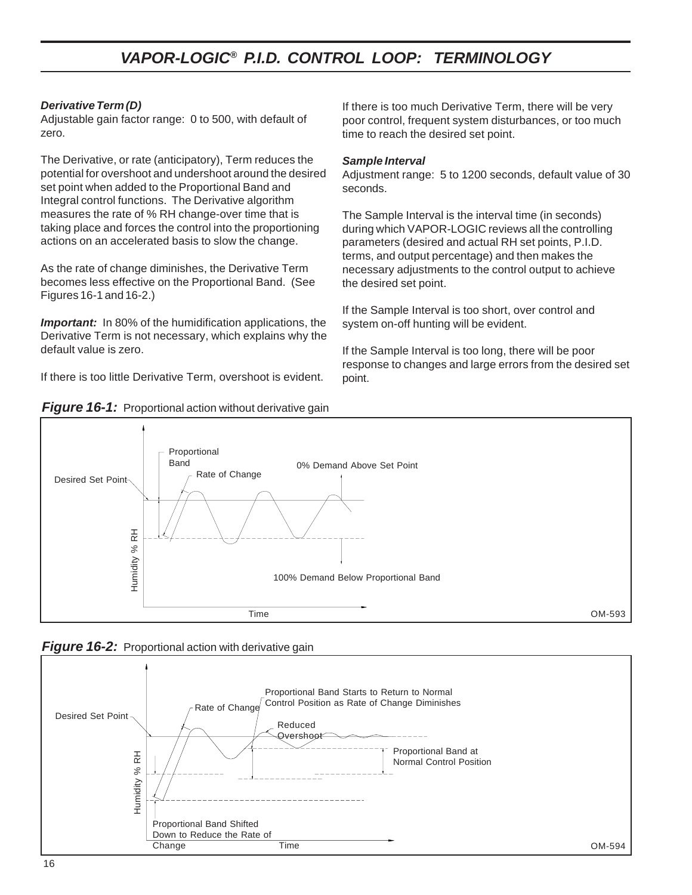# VAPOR-LOGIC® P.I.D. CONTROL LOOP: TERMINOLOGY

***Derivative Term (D)***

Adjustable gain factor range: 0 to 500, with default of zero.

The Derivative, or rate (anticipatory), Term reduces the potential for overshoot and undershoot around the desired set point when added to the Proportional Band and Integral control functions. The Derivative algorithm measures the rate of % RH change-over time that is taking place and forces the control into the proportioning actions on an accelerated basis to slow the change.

As the rate of change diminishes, the Derivative Term becomes less effective on the Proportional Band. (See Figures 16-1 and 16-2.)

***Important:*** In 80% of the humidification applications, the Derivative Term is not necessary, which explains why the default value is zero.

If there is too little Derivative Term, overshoot is evident.

If there is too much Derivative Term, there will be very poor control, frequent system disturbances, or too much time to reach the desired set point.

***Sample Interval***

Adjustment range: 5 to 1200 seconds, default value of 30 seconds.

The Sample Interval is the interval time (in seconds) during which VAPOR-LOGIC reviews all the controlling parameters (desired and actual RH set points, P.I.D. terms, and output percentage) and then makes the necessary adjustments to the control output to achieve the desired set point.

If the Sample Interval is too short, over control and system on-off hunting will be evident.

If the Sample Interval is too long, there will be poor response to changes and large errors from the desired set point.

***Figure 16-1:*** Proportional action without derivative gain

***Figure 16-2:*** Proportional action with derivative gain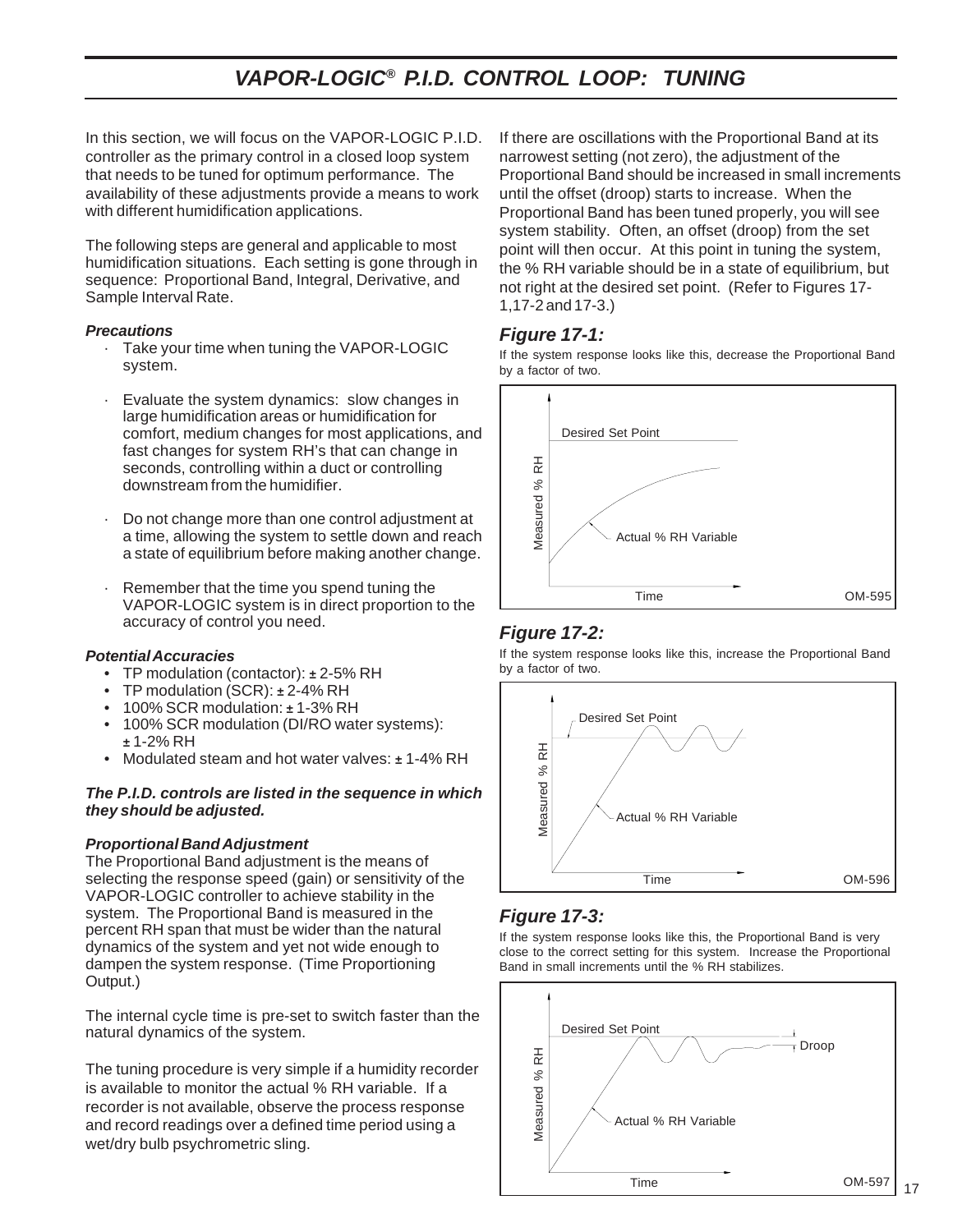# VAPOR-LOGIC® P.I.D. CONTROL LOOP: TUNING

In this section, we will focus on the VAPOR-LOGIC P.I.D. controller as the primary control in a closed loop system that needs to be tuned for optimum performance. The availability of these adjustments provide a means to work with different humidification applications.

The following steps are general and applicable to most humidification situations. Each setting is gone through in sequence: Proportional Band, Integral, Derivative, and Sample Interval Rate.

***Precautions***

- Take your time when tuning the VAPOR-LOGIC system.
- Evaluate the system dynamics: slow changes in large humidification areas or humidification for comfort, medium changes for most applications, and fast changes for system RH's that can change in seconds, controlling within a duct or controlling downstream from the humidifier.
- Do not change more than one control adjustment at a time, allowing the system to settle down and reach a state of equilibrium before making another change.
- Remember that the time you spend tuning the VAPOR-LOGIC system is in direct proportion to the accuracy of control you need.

***Potential Accuracies***

- TP modulation (contactor): ± 2-5% RH
- TP modulation (SCR): ± 2-4% RH
- 100% SCR modulation: ± 1-3% RH
- 100% SCR modulation (DI/RO water systems): ± 1-2% RH
- Modulated steam and hot water valves: ± 1-4% RH

***The P.I.D. controls are listed in the sequence in which they should be adjusted.***

***Proportional Band Adjustment***

The Proportional Band adjustment is the means of selecting the response speed (gain) or sensitivity of the VAPOR-LOGIC controller to achieve stability in the system. The Proportional Band is measured in the percent RH span that must be wider than the natural dynamics of the system and yet not wide enough to dampen the system response. (Time Proportioning Output.)

The internal cycle time is pre-set to switch faster than the natural dynamics of the system.

The tuning procedure is very simple if a humidity recorder is available to monitor the actual % RH variable. If a recorder is not available, observe the process response and record readings over a defined time period using a wet/dry bulb psychrometric sling.

If there are oscillations with the Proportional Band at its narrowest setting (not zero), the adjustment of the Proportional Band should be increased in small increments until the offset (droop) starts to increase. When the Proportional Band has been tuned properly, you will see system stability. Often, an offset (droop) from the set point will then occur. At this point in tuning the system, the % RH variable should be in a state of equilibrium, but not right at the desired set point. (Refer to Figures 17-1,17-2 and 17-3.)

### *Figure 17-1:*

If the system response looks like this, decrease the Proportional Band by a factor of two.

Desired Set Point
Measured % RH
Actual % RH Variable
Time
OM-595

### *Figure 17-2:*

If the system response looks like this, increase the Proportional Band by a factor of two.

Desired Set Point
Measured % RH
Actual % RH Variable
Time
OM-596

### *Figure 17-3:*

If the system response looks like this, the Proportional Band is very close to the correct setting for this system. Increase the Proportional Band in small increments until the % RH stabilizes.

Desired Set Point
Droop
Measured % RH
Actual % RH Variable
Time
OM-597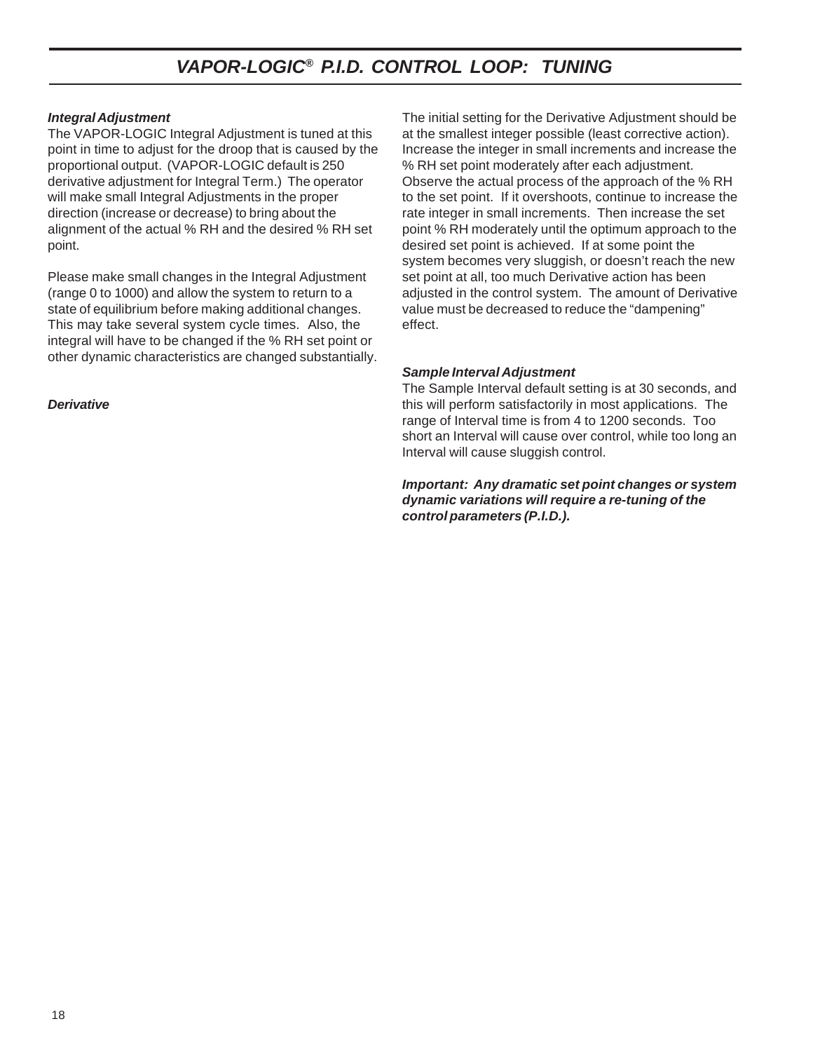# *VAPOR-LOGIC® P.I.D. CONTROL LOOP: TUNING*

***Integral Adjustment***

The VAPOR-LOGIC Integral Adjustment is tuned at this point in time to adjust for the droop that is caused by the proportional output. (VAPOR-LOGIC default is 250 derivative adjustment for Integral Term.) The operator will make small Integral Adjustments in the proper direction (increase or decrease) to bring about the alignment of the actual % RH and the desired % RH set point.

Please make small changes in the Integral Adjustment (range 0 to 1000) and allow the system to return to a state of equilibrium before making additional changes. This may take several system cycle times. Also, the integral will have to be changed if the % RH set point or other dynamic characteristics are changed substantially.

***Derivative***

The initial setting for the Derivative Adjustment should be at the smallest integer possible (least corrective action). Increase the integer in small increments and increase the % RH set point moderately after each adjustment. Observe the actual process of the approach of the % RH to the set point. If it overshoots, continue to increase the rate integer in small increments. Then increase the set point % RH moderately until the optimum approach to the desired set point is achieved. If at some point the system becomes very sluggish, or doesn't reach the new set point at all, too much Derivative action has been adjusted in the control system. The amount of Derivative value must be decreased to reduce the "dampening" effect.

***Sample Interval Adjustment***

The Sample Interval default setting is at 30 seconds, and this will perform satisfactorily in most applications. The range of Interval time is from 4 to 1200 seconds. Too short an Interval will cause over control, while too long an Interval will cause sluggish control.

***Important: Any dramatic set point changes or system dynamic variations will require a re-tuning of the control parameters (P.I.D.).***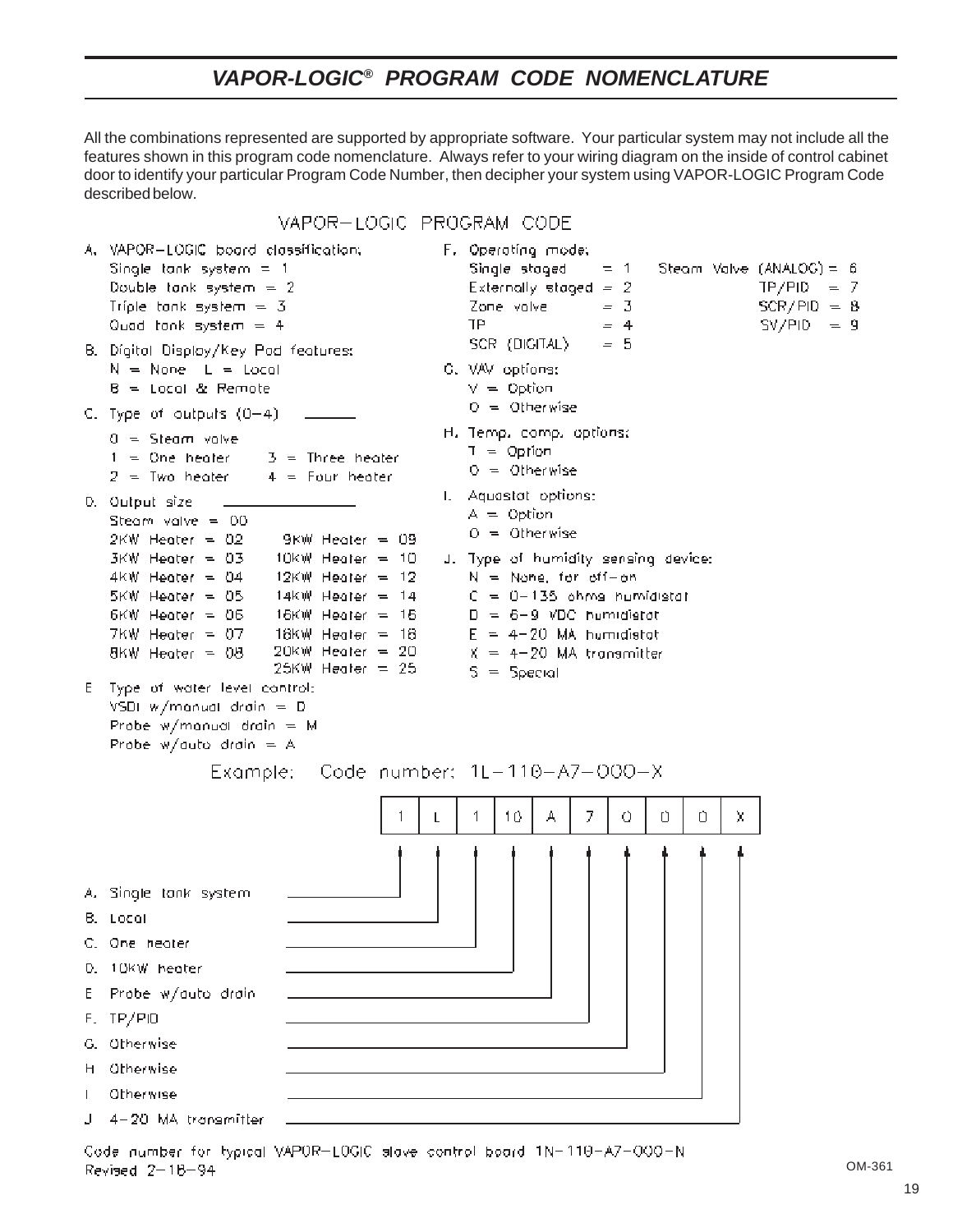# *VAPOR-LOGIC® PROGRAM CODE NOMENCLATURE*

All the combinations represented are supported by appropriate software. Your particular system may not include all the features shown in this program code nomenclature. Always refer to your wiring diagram on the inside of control cabinet door to identify your particular Program Code Number, then decipher your system using VAPOR-LOGIC Program Code described below.

## VAPOR-LOGIC PROGRAM CODE

A. VAPOR-LOGIC board classification:
- Single tank system = 1
- Double tank system = 2
- Triple tank system = 3
- Quad tank system = 4

B. Digital Display/Key Pad features:
- N = None  L = Local
- B = Local & Remote

C. Type of outputs (0–4) ______
- 0 = Steam valve
- 1 = One heater  3 = Three heater
- 2 = Two heater  4 = Four heater

D. Output size ______
- Steam valve = 00
- 2KW Heater = 02  9KW Heater = 09
- 3KW Heater = 03  10KW Heater = 10
- 4KW Heater = 04  12KW Heater = 12
- 5KW Heater = 05  14KW Heater = 14
- 6KW Heater = 06  16KW Heater = 16
- 7KW Heater = 07  18KW Heater = 18
- 8KW Heater = 08  20KW Heater = 20
- 25KW Heater = 25

E. Type of water level control:
- VSDI w/manual drain = D
- Probe w/manual drain = M
- Probe w/auto drain = A

F. Operating mode:
- Single staged = 1  Steam Valve (ANALOG) = 6
- Externally staged = 2  TP/PID = 7
- Zone valve = 3  SCR/PID = 8
- TP = 4  SV/PID = 9
- SCR (DIGITAL) = 5

G. VAV options:
- V = Option
- O = Otherwise

H. Temp. comp. options:
- T = Option
- O = Otherwise

I. Aquastat options:
- A = Option
- O = Otherwise

J. Type of humidity sensing device:
- N = None, for off-on
- C = 0–135 ohms humidistat
- D = 6–9 VDC humidistat
- E = 4–20 MA humidistat
- X = 4–20 MA transmitter
- S = Special

Example: Code number: 1L–110–A7–OOO–X

| 1 | L | 1 | 10 | A | 7 | O | O | O | X |
|---|---|---|---|---|---|---|---|---|---|

- A. Single tank system
- B. Local
- C. One heater
- D. 10KW heater
- E. Probe w/auto drain
- F. TP/PID
- G. Otherwise
- H. Otherwise
- I. Otherwise
- J. 4–20 MA transmitter

Code number for typical VAPOR-LOGIC slave control board 1N–110–A7–OOO–N
Revised 2–18–94

OM-361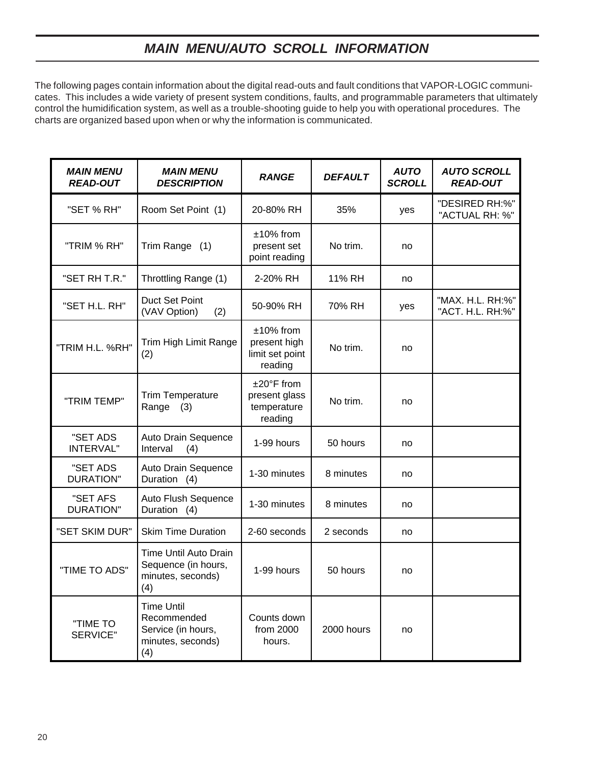# *MAIN MENU/AUTO SCROLL INFORMATION*

The following pages contain information about the digital read-outs and fault conditions that VAPOR-LOGIC communicates. This includes a wide variety of present system conditions, faults, and programmable parameters that ultimately control the humidification system, as well as a trouble-shooting guide to help you with operational procedures. The charts are organized based upon when or why the information is communicated.

| ***MAIN MENU READ-OUT*** | ***MAIN MENU DESCRIPTION*** | ***RANGE*** | ***DEFAULT*** | ***AUTO SCROLL*** | ***AUTO SCROLL READ-OUT*** |
|---|---|---|---|---|---|
| "SET % RH" | Room Set Point (1) | 20-80% RH | 35% | yes | "DESIRED RH:%" "ACTUAL RH: %" |
| "TRIM % RH" | Trim Range (1) | ±10% from present set point reading | No trim. | no | |
| "SET RH T.R." | Throttling Range (1) | 2-20% RH | 11% RH | no | |
| "SET H.L. RH" | Duct Set Point (VAV Option) (2) | 50-90% RH | 70% RH | yes | "MAX. H.L. RH:%" "ACT. H.L. RH:%" |
| "TRIM H.L. %RH" | Trim High Limit Range (2) | ±10% from present high limit set point reading | No trim. | no | |
| "TRIM TEMP" | Trim Temperature Range (3) | ±20°F from present glass temperature reading | No trim. | no | |
| "SET ADS INTERVAL" | Auto Drain Sequence Interval (4) | 1-99 hours | 50 hours | no | |
| "SET ADS DURATION" | Auto Drain Sequence Duration (4) | 1-30 minutes | 8 minutes | no | |
| "SET AFS DURATION" | Auto Flush Sequence Duration (4) | 1-30 minutes | 8 minutes | no | |
| "SET SKIM DUR" | Skim Time Duration | 2-60 seconds | 2 seconds | no | |
| "TIME TO ADS" | Time Until Auto Drain Sequence (in hours, minutes, seconds) (4) | 1-99 hours | 50 hours | no | |
| "TIME TO SERVICE" | Time Until Recommended Service (in hours, minutes, seconds) (4) | Counts down from 2000 hours. | 2000 hours | no | |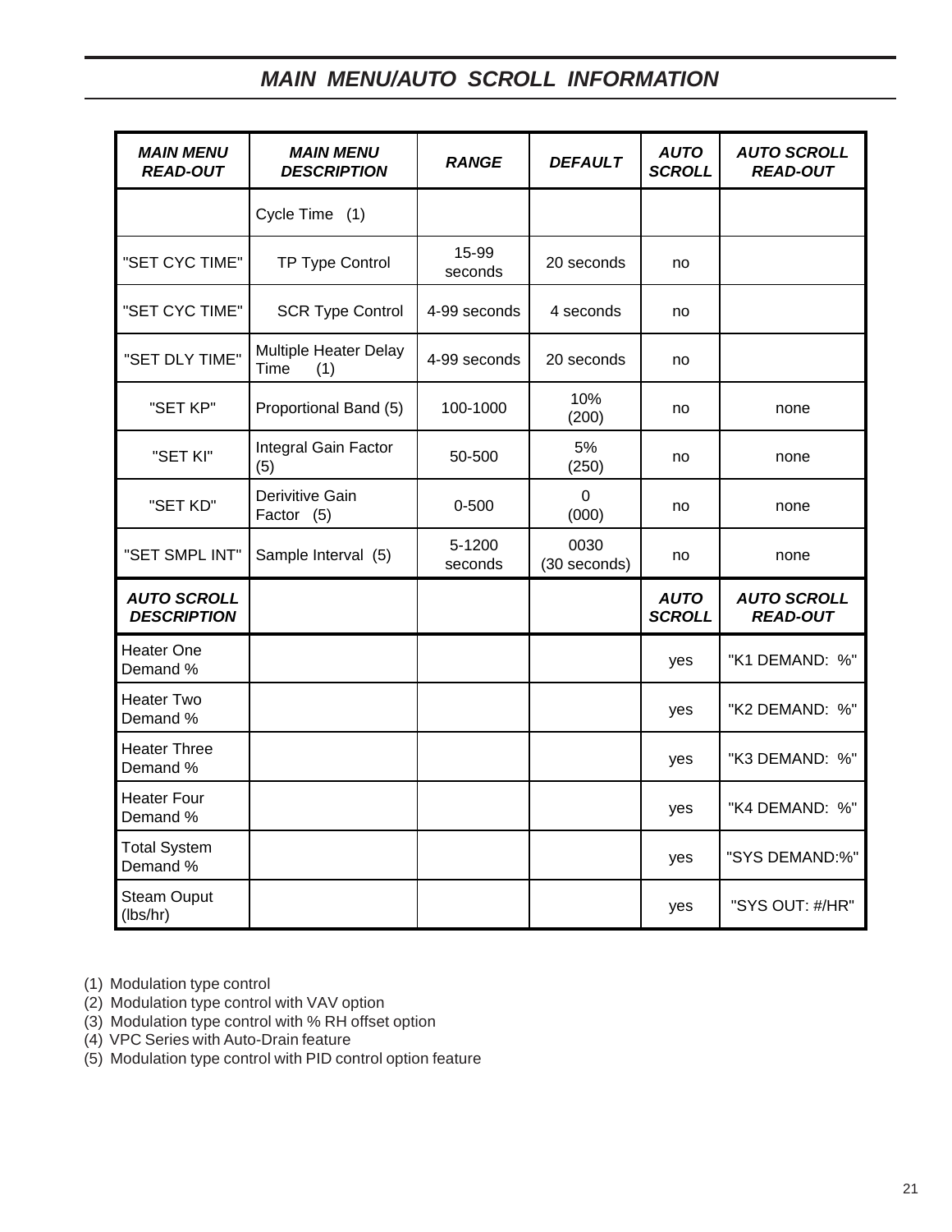## MAIN MENU/AUTO SCROLL INFORMATION

| ***MAIN MENU READ-OUT*** | ***MAIN MENU DESCRIPTION*** | ***RANGE*** | ***DEFAULT*** | ***AUTO SCROLL*** | ***AUTO SCROLL READ-OUT*** |
|---|---|---|---|---|---|
| | Cycle Time (1) | | | | |
| "SET CYC TIME" | TP Type Control | 15-99 seconds | 20 seconds | no | |
| "SET CYC TIME" | SCR Type Control | 4-99 seconds | 4 seconds | no | |
| "SET DLY TIME" | Multiple Heater Delay Time (1) | 4-99 seconds | 20 seconds | no | |
| "SET KP" | Proportional Band (5) | 100-1000 | 10% (200) | no | none |
| "SET KI" | Integral Gain Factor (5) | 50-500 | 5% (250) | no | none |
| "SET KD" | Derivitive Gain Factor (5) | 0-500 | 0 (000) | no | none |
| "SET SMPL INT" | Sample Interval (5) | 5-1200 seconds | 0030 (30 seconds) | no | none |
| ***AUTO SCROLL DESCRIPTION*** | | | | ***AUTO SCROLL*** | ***AUTO SCROLL READ-OUT*** |
| Heater One Demand % | | | | yes | "K1 DEMAND: %" |
| Heater Two Demand % | | | | yes | "K2 DEMAND: %" |
| Heater Three Demand % | | | | yes | "K3 DEMAND: %" |
| Heater Four Demand % | | | | yes | "K4 DEMAND: %" |
| Total System Demand % | | | | yes | "SYS DEMAND:%" |
| Steam Ouput (lbs/hr) | | | | yes | "SYS OUT: #/HR" |

(1) Modulation type control
(2) Modulation type control with VAV option
(3) Modulation type control with % RH offset option
(4) VPC Series with Auto-Drain feature
(5) Modulation type control with PID control option feature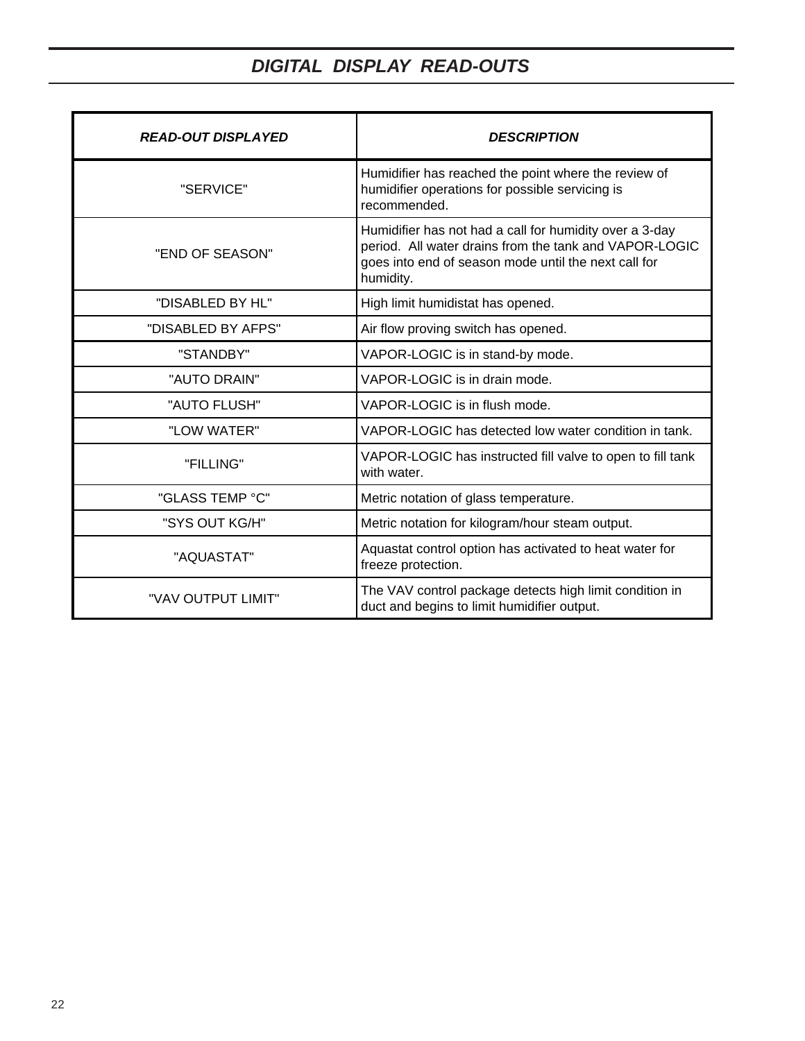# *DIGITAL DISPLAY READ-OUTS*

| ***READ-OUT DISPLAYED*** | ***DESCRIPTION*** |
|---|---|
| "SERVICE" | Humidifier has reached the point where the review of humidifier operations for possible servicing is recommended. |
| "END OF SEASON" | Humidifier has not had a call for humidity over a 3-day period. All water drains from the tank and VAPOR-LOGIC goes into end of season mode until the next call for humidity. |
| "DISABLED BY HL" | High limit humidistat has opened. |
| "DISABLED BY AFPS" | Air flow proving switch has opened. |
| "STANDBY" | VAPOR-LOGIC is in stand-by mode. |
| "AUTO DRAIN" | VAPOR-LOGIC is in drain mode. |
| "AUTO FLUSH" | VAPOR-LOGIC is in flush mode. |
| "LOW WATER" | VAPOR-LOGIC has detected low water condition in tank. |
| "FILLING" | VAPOR-LOGIC has instructed fill valve to open to fill tank with water. |
| "GLASS TEMP °C" | Metric notation of glass temperature. |
| "SYS OUT KG/H" | Metric notation for kilogram/hour steam output. |
| "AQUASTAT" | Aquastat control option has activated to heat water for freeze protection. |
| "VAV OUTPUT LIMIT" | The VAV control package detects high limit condition in duct and begins to limit humidifier output. |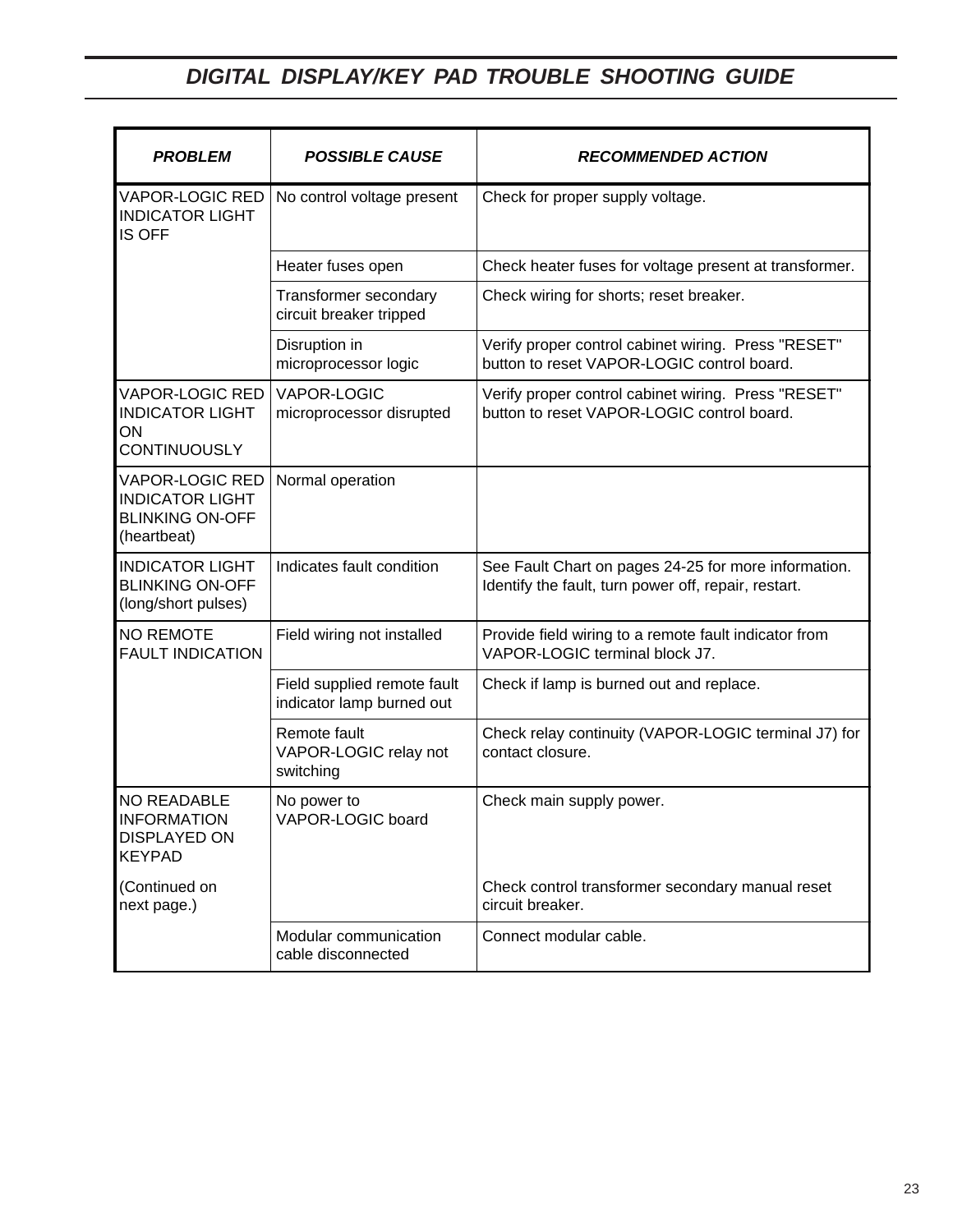# *DIGITAL DISPLAY/KEY PAD TROUBLE SHOOTING GUIDE*

| ***PROBLEM*** | ***POSSIBLE CAUSE*** | ***RECOMMENDED ACTION*** |
|---|---|---|
| VAPOR-LOGIC RED INDICATOR LIGHT IS OFF | No control voltage present | Check for proper supply voltage. |
| | Heater fuses open | Check heater fuses for voltage present at transformer. |
| | Transformer secondary circuit breaker tripped | Check wiring for shorts; reset breaker. |
| | Disruption in microprocessor logic | Verify proper control cabinet wiring. Press "RESET" button to reset VAPOR-LOGIC control board. |
| VAPOR-LOGIC RED INDICATOR LIGHT ON CONTINUOUSLY | VAPOR-LOGIC microprocessor disrupted | Verify proper control cabinet wiring. Press "RESET" button to reset VAPOR-LOGIC control board. |
| VAPOR-LOGIC RED INDICATOR LIGHT BLINKING ON-OFF (heartbeat) | Normal operation | |
| INDICATOR LIGHT BLINKING ON-OFF (long/short pulses) | Indicates fault condition | See Fault Chart on pages 24-25 for more information. Identify the fault, turn power off, repair, restart. |
| NO REMOTE FAULT INDICATION | Field wiring not installed | Provide field wiring to a remote fault indicator from VAPOR-LOGIC terminal block J7. |
| | Field supplied remote fault indicator lamp burned out | Check if lamp is burned out and replace. |
| | Remote fault VAPOR-LOGIC relay not switching | Check relay continuity (VAPOR-LOGIC terminal J7) for contact closure. |
| NO READABLE INFORMATION DISPLAYED ON KEYPAD (Continued on next page.) | No power to VAPOR-LOGIC board | Check main supply power. Check control transformer secondary manual reset circuit breaker. |
| | Modular communication cable disconnected | Connect modular cable. |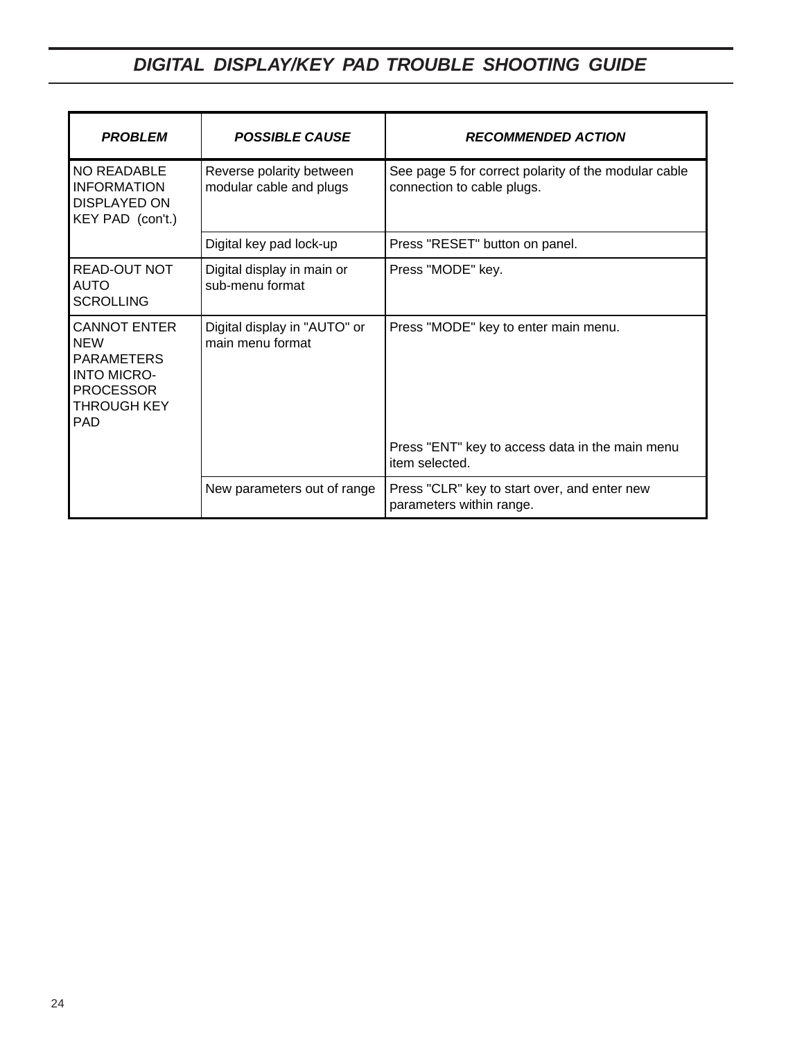## *DIGITAL DISPLAY/KEY PAD TROUBLE SHOOTING GUIDE*

| ***PROBLEM*** | ***POSSIBLE CAUSE*** | ***RECOMMENDED ACTION*** |
|---|---|---|
| NO READABLE INFORMATION DISPLAYED ON KEY PAD (con't.) | Reverse polarity between modular cable and plugs | See page 5 for correct polarity of the modular cable connection to cable plugs. |
| | Digital key pad lock-up | Press "RESET" button on panel. |
| READ-OUT NOT AUTO SCROLLING | Digital display in main or sub-menu format | Press "MODE" key. |
| CANNOT ENTER NEW PARAMETERS INTO MICRO-PROCESSOR THROUGH KEY PAD | Digital display in "AUTO" or main menu format | Press "MODE" key to enter main menu.<br><br>Press "ENT" key to access data in the main menu item selected. |
| | New parameters out of range | Press "CLR" key to start over, and enter new parameters within range. |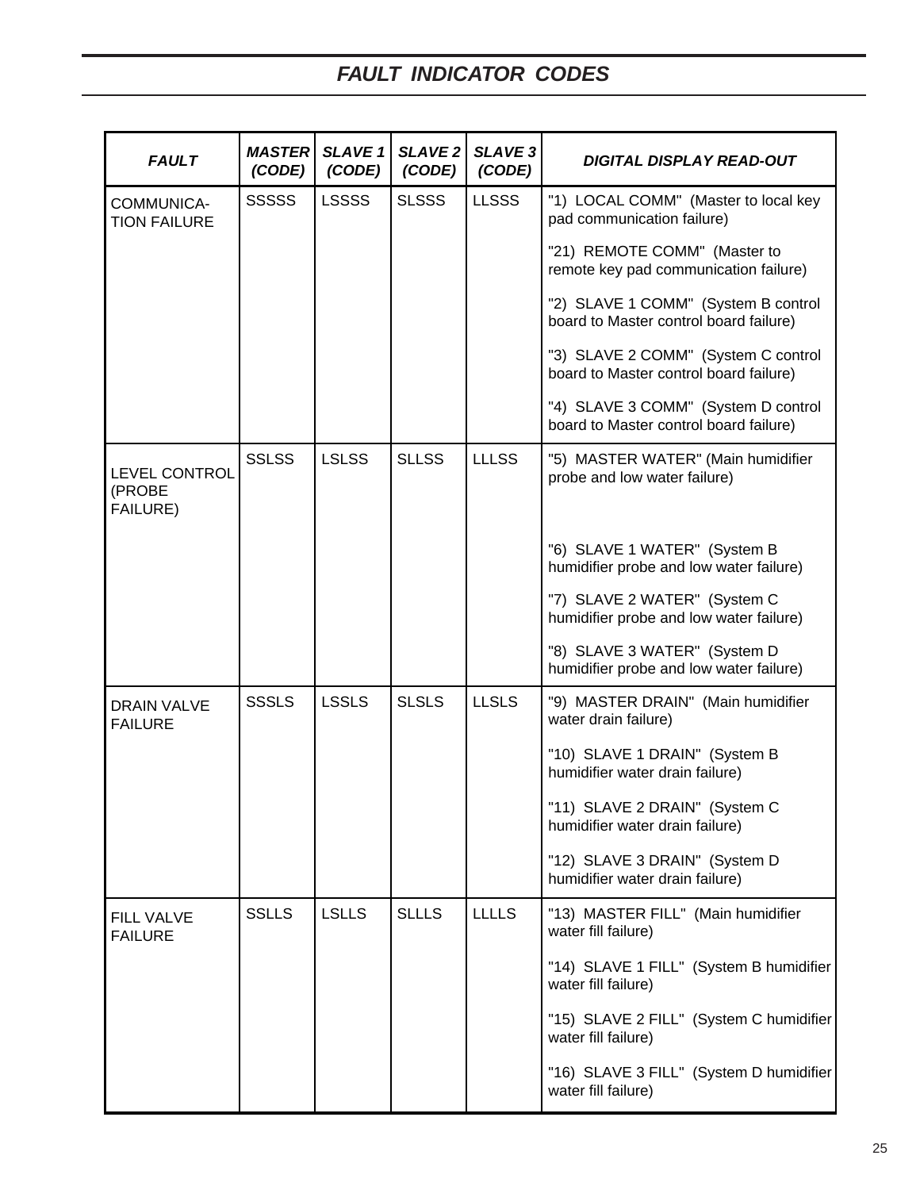# FAULT INDICATOR CODES

| *FAULT* | *MASTER (CODE)* | *SLAVE 1 (CODE)* | *SLAVE 2 (CODE)* | *SLAVE 3 (CODE)* | *DIGITAL DISPLAY READ-OUT* |
|---|---|---|---|---|---|
| COMMUNICATION FAILURE | SSSSS | LSSSS | SLSSS | LLSSS | "1) LOCAL COMM" (Master to local key pad communication failure)<br><br>"21) REMOTE COMM" (Master to remote key pad communication failure)<br><br>"2) SLAVE 1 COMM" (System B control board to Master control board failure)<br><br>"3) SLAVE 2 COMM" (System C control board to Master control board failure)<br><br>"4) SLAVE 3 COMM" (System D control board to Master control board failure) |
| LEVEL CONTROL (PROBE FAILURE) | SSLSS | LSLSS | SLLSS | LLLSS | "5) MASTER WATER" (Main humidifier probe and low water failure)<br><br>"6) SLAVE 1 WATER" (System B humidifier probe and low water failure)<br><br>"7) SLAVE 2 WATER" (System C humidifier probe and low water failure)<br><br>"8) SLAVE 3 WATER" (System D humidifier probe and low water failure) |
| DRAIN VALVE FAILURE | SSSLS | LSSLS | SLSLS | LLSLS | "9) MASTER DRAIN" (Main humidifier water drain failure)<br><br>"10) SLAVE 1 DRAIN" (System B humidifier water drain failure)<br><br>"11) SLAVE 2 DRAIN" (System C humidifier water drain failure)<br><br>"12) SLAVE 3 DRAIN" (System D humidifier water drain failure) |
| FILL VALVE FAILURE | SSLLS | LSLLS | SLLLS | LLLLS | "13) MASTER FILL" (Main humidifier water fill failure)<br><br>"14) SLAVE 1 FILL" (System B humidifier water fill failure)<br><br>"15) SLAVE 2 FILL" (System C humidifier water fill failure)<br><br>"16) SLAVE 3 FILL" (System D humidifier water fill failure) |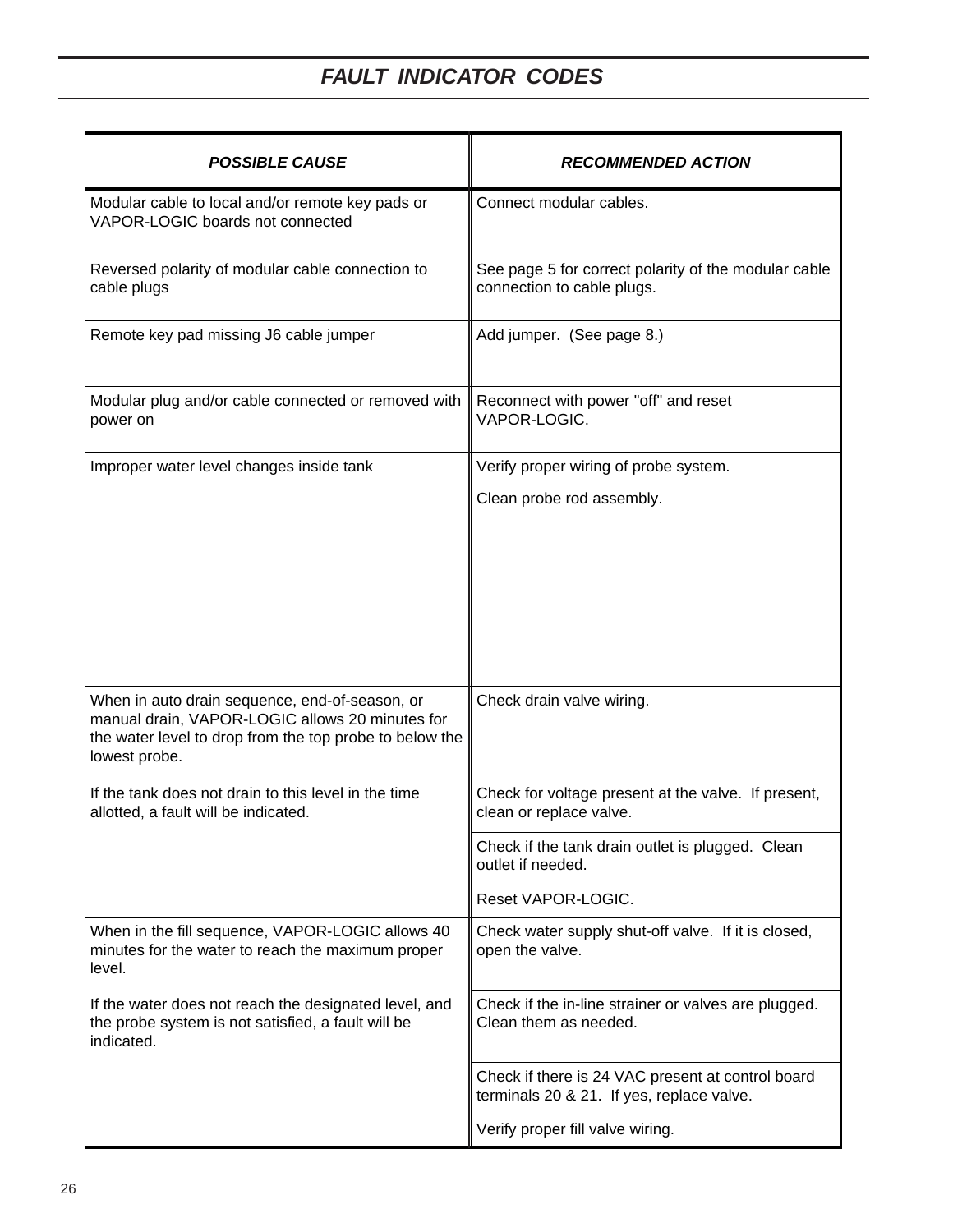## *FAULT INDICATOR CODES*

| ***POSSIBLE CAUSE*** | ***RECOMMENDED ACTION*** |
|---|---|
| Modular cable to local and/or remote key pads or VAPOR-LOGIC boards not connected | Connect modular cables. |
| Reversed polarity of modular cable connection to cable plugs | See page 5 for correct polarity of the modular cable connection to cable plugs. |
| Remote key pad missing J6 cable jumper | Add jumper. (See page 8.) |
| Modular plug and/or cable connected or removed with power on | Reconnect with power "off" and reset VAPOR-LOGIC. |
| Improper water level changes inside tank | Verify proper wiring of probe system.<br><br>Clean probe rod assembly. |
| When in auto drain sequence, end-of-season, or manual drain, VAPOR-LOGIC allows 20 minutes for the water level to drop from the top probe to below the lowest probe.<br><br>If the tank does not drain to this level in the time allotted, a fault will be indicated. | Check drain valve wiring. |
| | Check for voltage present at the valve. If present, clean or replace valve. |
| | Check if the tank drain outlet is plugged. Clean outlet if needed. |
| | Reset VAPOR-LOGIC. |
| When in the fill sequence, VAPOR-LOGIC allows 40 minutes for the water to reach the maximum proper level.<br><br>If the water does not reach the designated level, and the probe system is not satisfied, a fault will be indicated. | Check water supply shut-off valve. If it is closed, open the valve. |
| | Check if the in-line strainer or valves are plugged. Clean them as needed. |
| | Check if there is 24 VAC present at control board terminals 20 & 21. If yes, replace valve. |
| | Verify proper fill valve wiring. |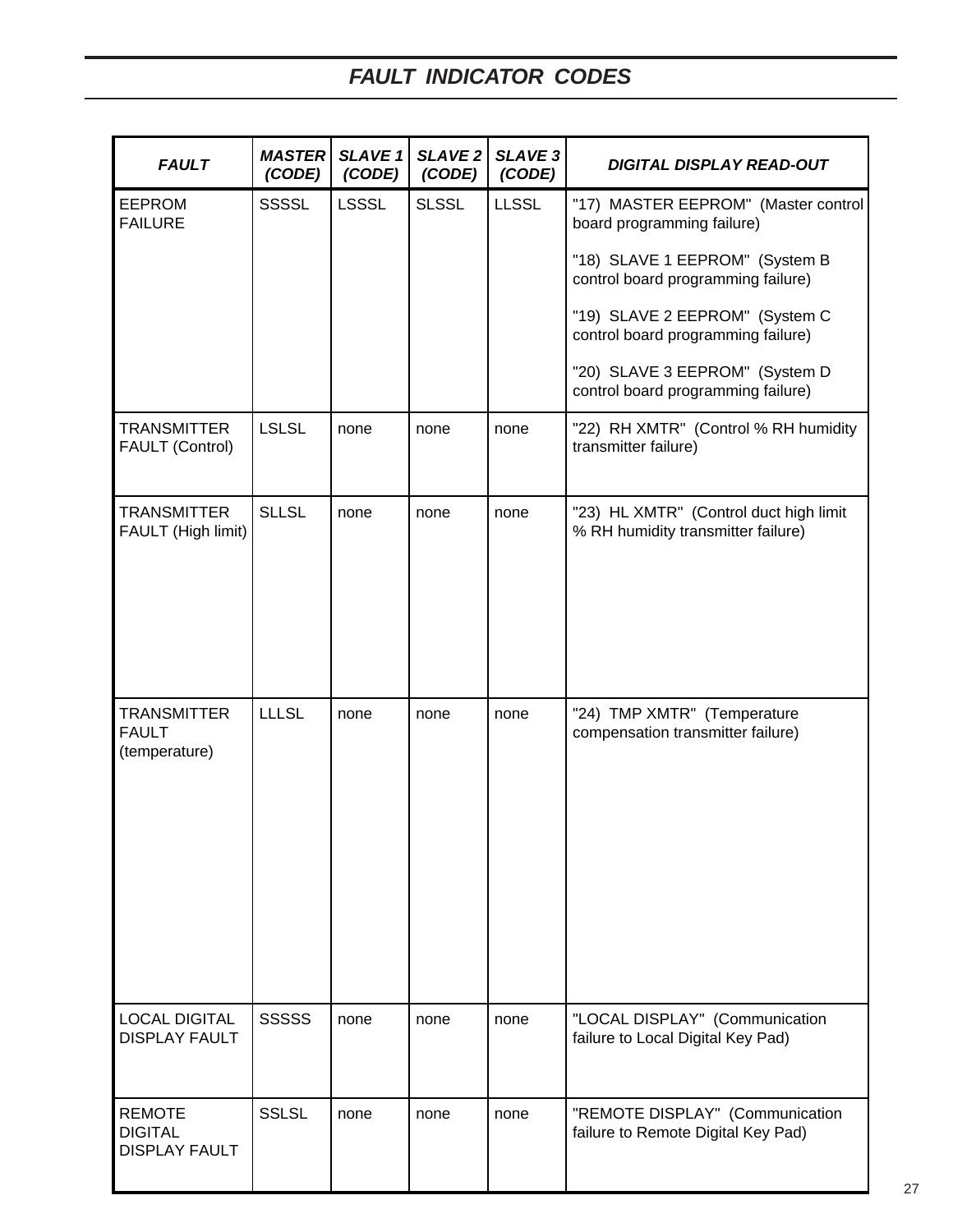# *FAULT INDICATOR CODES*

| *FAULT* | *MASTER (CODE)* | *SLAVE 1 (CODE)* | *SLAVE 2 (CODE)* | *SLAVE 3 (CODE)* | *DIGITAL DISPLAY READ-OUT* |
|---|---|---|---|---|---|
| EEPROM FAILURE | SSSSL | LSSSL | SLSSL | LLSSL | "17) MASTER EEPROM" (Master control board programming failure)<br><br>"18) SLAVE 1 EEPROM" (System B control board programming failure)<br><br>"19) SLAVE 2 EEPROM" (System C control board programming failure)<br><br>"20) SLAVE 3 EEPROM" (System D control board programming failure) |
| TRANSMITTER FAULT (Control) | LSLSL | none | none | none | "22) RH XMTR" (Control % RH humidity transmitter failure) |
| TRANSMITTER FAULT (High limit) | SLLSL | none | none | none | "23) HL XMTR" (Control duct high limit % RH humidity transmitter failure) |
| TRANSMITTER FAULT (temperature) | LLLSL | none | none | none | "24) TMP XMTR" (Temperature compensation transmitter failure) |
| LOCAL DIGITAL DISPLAY FAULT | SSSSS | none | none | none | "LOCAL DISPLAY" (Communication failure to Local Digital Key Pad) |
| REMOTE DIGITAL DISPLAY FAULT | SSLSL | none | none | none | "REMOTE DISPLAY" (Communication failure to Remote Digital Key Pad) |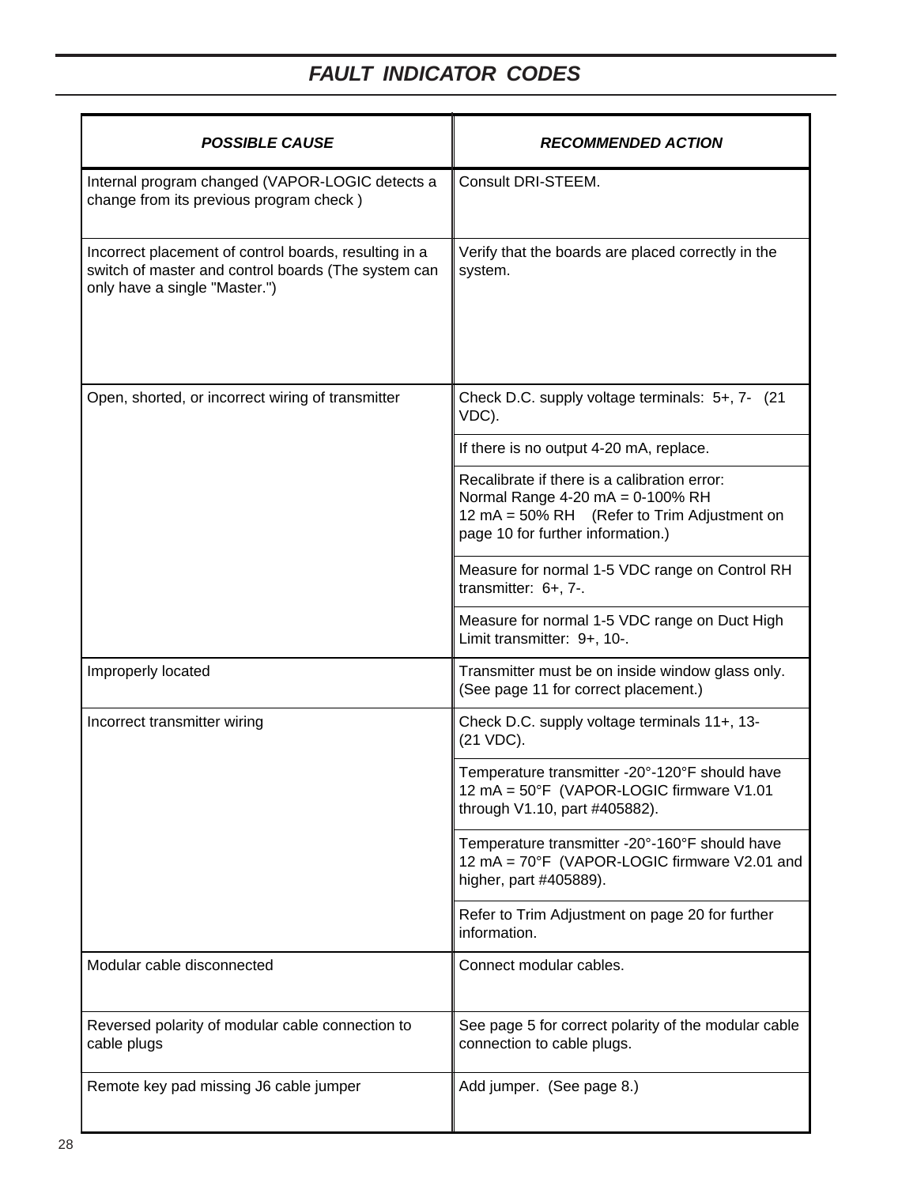# FAULT INDICATOR CODES

| POSSIBLE CAUSE | RECOMMENDED ACTION |
|---|---|
| Internal program changed (VAPOR-LOGIC detects a change from its previous program check ) | Consult DRI-STEEM. |
| Incorrect placement of control boards, resulting in a switch of master and control boards (The system can only have a single "Master.") | Verify that the boards are placed correctly in the system. |
| Open, shorted, or incorrect wiring of transmitter | Check D.C. supply voltage terminals: 5+, 7- (21 VDC). |
| | If there is no output 4-20 mA, replace. |
| | Recalibrate if there is a calibration error: Normal Range 4-20 mA = 0-100% RH 12 mA = 50% RH (Refer to Trim Adjustment on page 10 for further information.) |
| | Measure for normal 1-5 VDC range on Control RH transmitter: 6+, 7-. |
| | Measure for normal 1-5 VDC range on Duct High Limit transmitter: 9+, 10-. |
| Improperly located | Transmitter must be on inside window glass only. (See page 11 for correct placement.) |
| Incorrect transmitter wiring | Check D.C. supply voltage terminals 11+, 13- (21 VDC). |
| | Temperature transmitter -20°-120°F should have 12 mA = 50°F (VAPOR-LOGIC firmware V1.01 through V1.10, part #405882). |
| | Temperature transmitter -20°-160°F should have 12 mA = 70°F (VAPOR-LOGIC firmware V2.01 and higher, part #405889). |
| | Refer to Trim Adjustment on page 20 for further information. |
| Modular cable disconnected | Connect modular cables. |
| Reversed polarity of modular cable connection to cable plugs | See page 5 for correct polarity of the modular cable connection to cable plugs. |
| Remote key pad missing J6 cable jumper | Add jumper. (See page 8.) |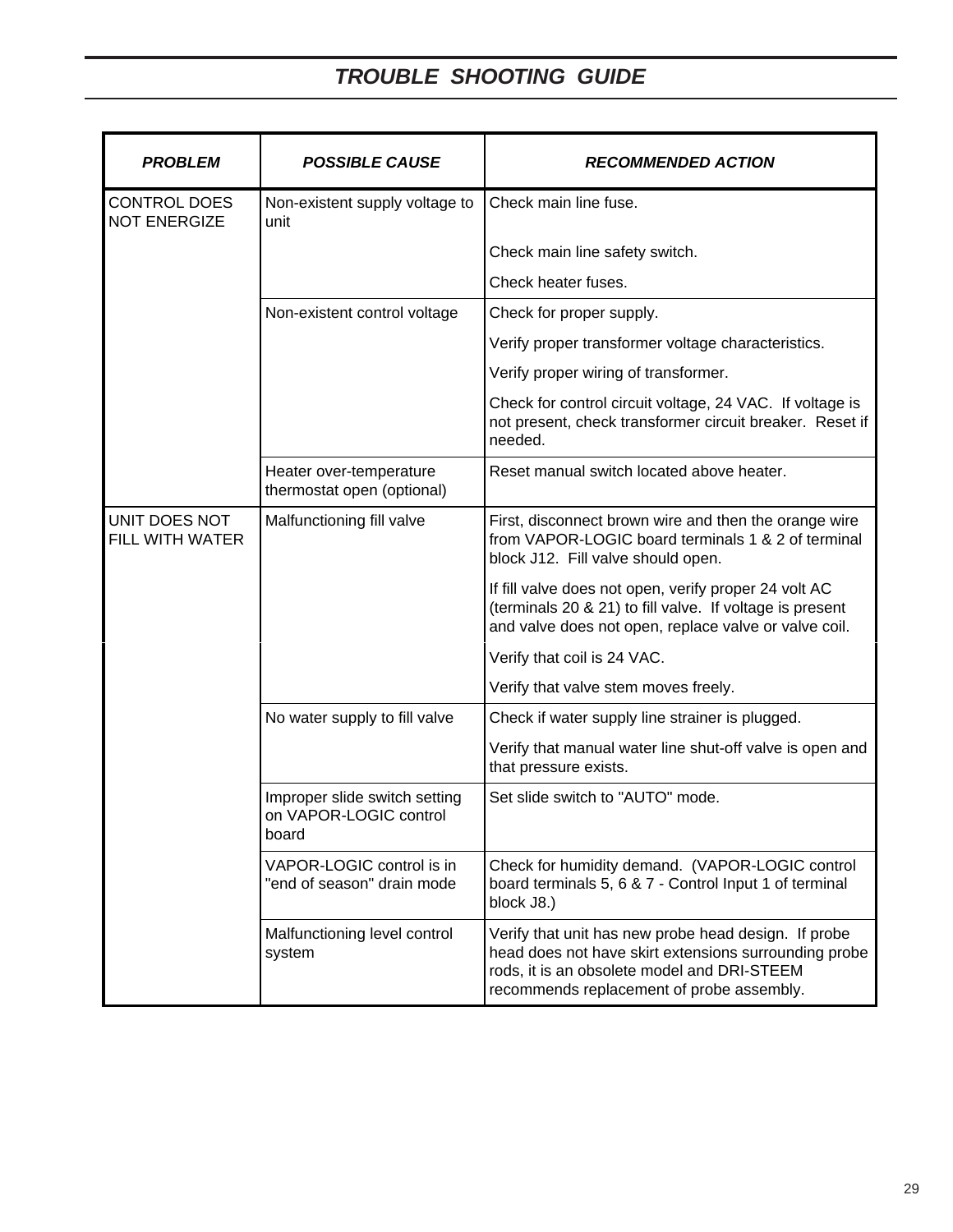# *TROUBLE SHOOTING GUIDE*

| *PROBLEM* | *POSSIBLE CAUSE* | *RECOMMENDED ACTION* |
|---|---|---|
| CONTROL DOES NOT ENERGIZE | Non-existent supply voltage to unit | Check main line fuse. |
| | | Check main line safety switch. |
| | | Check heater fuses. |
| | Non-existent control voltage | Check for proper supply. |
| | | Verify proper transformer voltage characteristics. |
| | | Verify proper wiring of transformer. |
| | | Check for control circuit voltage, 24 VAC. If voltage is not present, check transformer circuit breaker. Reset if needed. |
| | Heater over-temperature thermostat open (optional) | Reset manual switch located above heater. |
| UNIT DOES NOT FILL WITH WATER | Malfunctioning fill valve | First, disconnect brown wire and then the orange wire from VAPOR-LOGIC board terminals 1 & 2 of terminal block J12. Fill valve should open. |
| | | If fill valve does not open, verify proper 24 volt AC (terminals 20 & 21) to fill valve. If voltage is present and valve does not open, replace valve or valve coil. |
| | | Verify that coil is 24 VAC. |
| | | Verify that valve stem moves freely. |
| | No water supply to fill valve | Check if water supply line strainer is plugged. |
| | | Verify that manual water line shut-off valve is open and that pressure exists. |
| | Improper slide switch setting on VAPOR-LOGIC control board | Set slide switch to "AUTO" mode. |
| | VAPOR-LOGIC control is in "end of season" drain mode | Check for humidity demand. (VAPOR-LOGIC control board terminals 5, 6 & 7 - Control Input 1 of terminal block J8.) |
| | Malfunctioning level control system | Verify that unit has new probe head design. If probe head does not have skirt extensions surrounding probe rods, it is an obsolete model and DRI-STEEM recommends replacement of probe assembly. |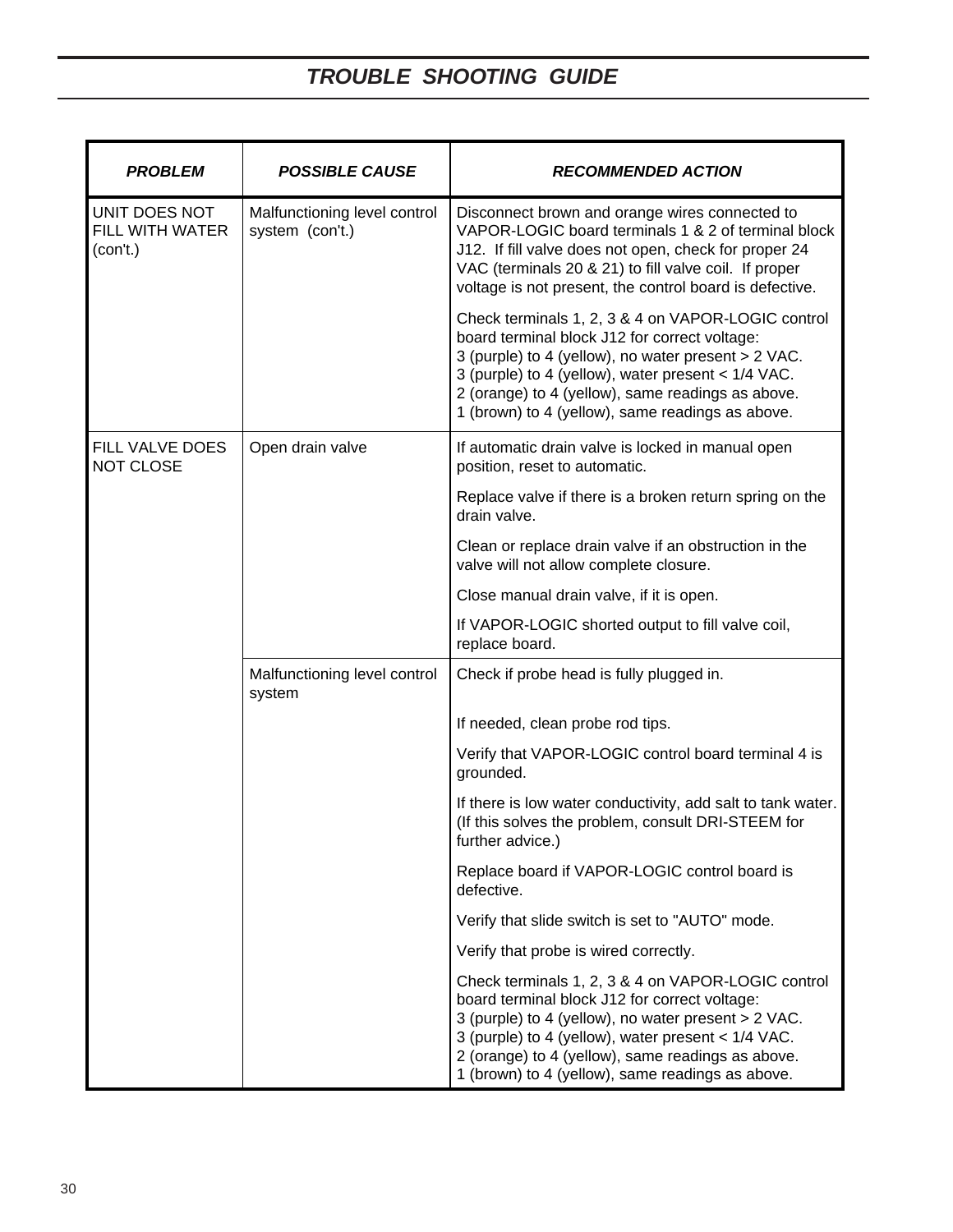## TROUBLE SHOOTING GUIDE

| PROBLEM | POSSIBLE CAUSE | RECOMMENDED ACTION |
|---|---|---|
| UNIT DOES NOT FILL WITH WATER (con't.) | Malfunctioning level control system (con't.) | Disconnect brown and orange wires connected to VAPOR-LOGIC board terminals 1 & 2 of terminal block J12. If fill valve does not open, check for proper 24 VAC (terminals 20 & 21) to fill valve coil. If proper voltage is not present, the control board is defective. |
| | | Check terminals 1, 2, 3 & 4 on VAPOR-LOGIC control board terminal block J12 for correct voltage:<br>3 (purple) to 4 (yellow), no water present > 2 VAC.<br>3 (purple) to 4 (yellow), water present < 1/4 VAC.<br>2 (orange) to 4 (yellow), same readings as above.<br>1 (brown) to 4 (yellow), same readings as above. |
| FILL VALVE DOES NOT CLOSE | Open drain valve | If automatic drain valve is locked in manual open position, reset to automatic. |
| | | Replace valve if there is a broken return spring on the drain valve. |
| | | Clean or replace drain valve if an obstruction in the valve will not allow complete closure. |
| | | Close manual drain valve, if it is open. |
| | | If VAPOR-LOGIC shorted output to fill valve coil, replace board. |
| | Malfunctioning level control system | Check if probe head is fully plugged in. |
| | | If needed, clean probe rod tips. |
| | | Verify that VAPOR-LOGIC control board terminal 4 is grounded. |
| | | If there is low water conductivity, add salt to tank water. (If this solves the problem, consult DRI-STEEM for further advice.) |
| | | Replace board if VAPOR-LOGIC control board is defective. |
| | | Verify that slide switch is set to "AUTO" mode. |
| | | Verify that probe is wired correctly. |
| | | Check terminals 1, 2, 3 & 4 on VAPOR-LOGIC control board terminal block J12 for correct voltage:<br>3 (purple) to 4 (yellow), no water present > 2 VAC.<br>3 (purple) to 4 (yellow), water present < 1/4 VAC.<br>2 (orange) to 4 (yellow), same readings as above.<br>1 (brown) to 4 (yellow), same readings as above. |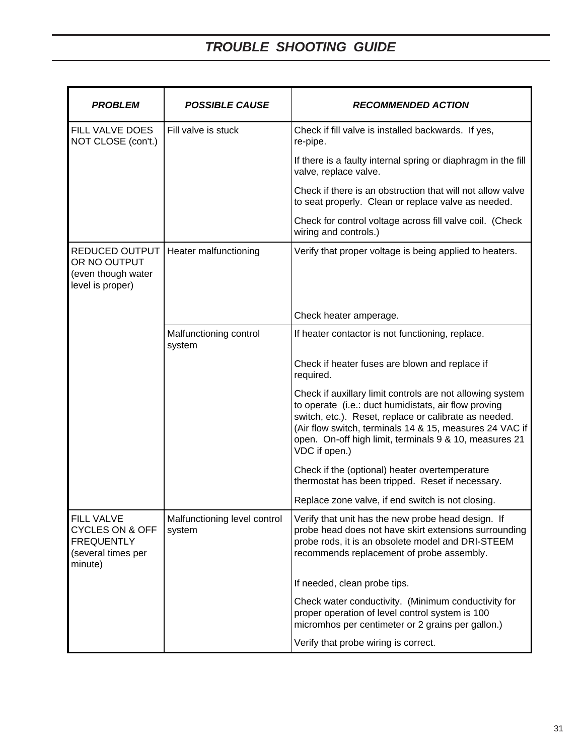# TROUBLE SHOOTING GUIDE

| PROBLEM | POSSIBLE CAUSE | RECOMMENDED ACTION |
|---|---|---|
| FILL VALVE DOES NOT CLOSE (con't.) | Fill valve is stuck | Check if fill valve is installed backwards. If yes, re-pipe. |
| | | If there is a faulty internal spring or diaphragm in the fill valve, replace valve. |
| | | Check if there is an obstruction that will not allow valve to seat properly. Clean or replace valve as needed. |
| | | Check for control voltage across fill valve coil. (Check wiring and controls.) |
| REDUCED OUTPUT OR NO OUTPUT (even though water level is proper) | Heater malfunctioning | Verify that proper voltage is being applied to heaters. |
| | | Check heater amperage. |
| | Malfunctioning control system | If heater contactor is not functioning, replace. |
| | | Check if heater fuses are blown and replace if required. |
| | | Check if auxillary limit controls are not allowing system to operate (i.e.: duct humidistats, air flow proving switch, etc.). Reset, replace or calibrate as needed. (Air flow switch, terminals 14 & 15, measures 24 VAC if open. On-off high limit, terminals 9 & 10, measures 21 VDC if open.) |
| | | Check if the (optional) heater overtemperature thermostat has been tripped. Reset if necessary. |
| | | Replace zone valve, if end switch is not closing. |
| FILL VALVE CYCLES ON & OFF FREQUENTLY (several times per minute) | Malfunctioning level control system | Verify that unit has the new probe head design. If probe head does not have skirt extensions surrounding probe rods, it is an obsolete model and DRI-STEEM recommends replacement of probe assembly. |
| | | If needed, clean probe tips. |
| | | Check water conductivity. (Minimum conductivity for proper operation of level control system is 100 micromhos per centimeter or 2 grains per gallon.) |
| | | Verify that probe wiring is correct. |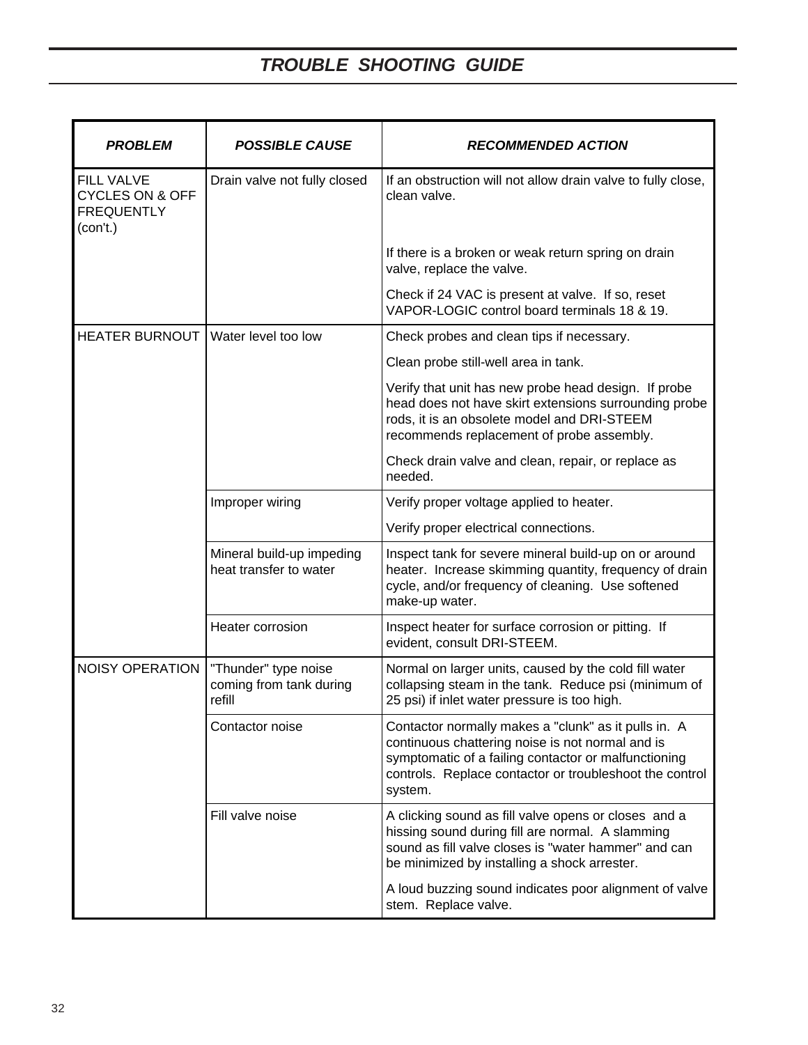# *TROUBLE SHOOTING GUIDE*

| *PROBLEM* | *POSSIBLE CAUSE* | *RECOMMENDED ACTION* |
|---|---|---|
| FILL VALVE CYCLES ON & OFF FREQUENTLY (con't.) | Drain valve not fully closed | If an obstruction will not allow drain valve to fully close, clean valve. |
| | | If there is a broken or weak return spring on drain valve, replace the valve. |
| | | Check if 24 VAC is present at valve. If so, reset VAPOR-LOGIC control board terminals 18 & 19. |
| HEATER BURNOUT | Water level too low | Check probes and clean tips if necessary. |
| | | Clean probe still-well area in tank. |
| | | Verify that unit has new probe head design. If probe head does not have skirt extensions surrounding probe rods, it is an obsolete model and DRI-STEEM recommends replacement of probe assembly. |
| | | Check drain valve and clean, repair, or replace as needed. |
| | Improper wiring | Verify proper voltage applied to heater. |
| | | Verify proper electrical connections. |
| | Mineral build-up impeding heat transfer to water | Inspect tank for severe mineral build-up on or around heater. Increase skimming quantity, frequency of drain cycle, and/or frequency of cleaning. Use softened make-up water. |
| | Heater corrosion | Inspect heater for surface corrosion or pitting. If evident, consult DRI-STEEM. |
| NOISY OPERATION | "Thunder" type noise coming from tank during refill | Normal on larger units, caused by the cold fill water collapsing steam in the tank. Reduce psi (minimum of 25 psi) if inlet water pressure is too high. |
| | Contactor noise | Contactor normally makes a "clunk" as it pulls in. A continuous chattering noise is not normal and is symptomatic of a failing contactor or malfunctioning controls. Replace contactor or troubleshoot the control system. |
| | Fill valve noise | A clicking sound as fill valve opens or closes and a hissing sound during fill are normal. A slamming sound as fill valve closes is "water hammer" and can be minimized by installing a shock arrester. |
| | | A loud buzzing sound indicates poor alignment of valve stem. Replace valve. |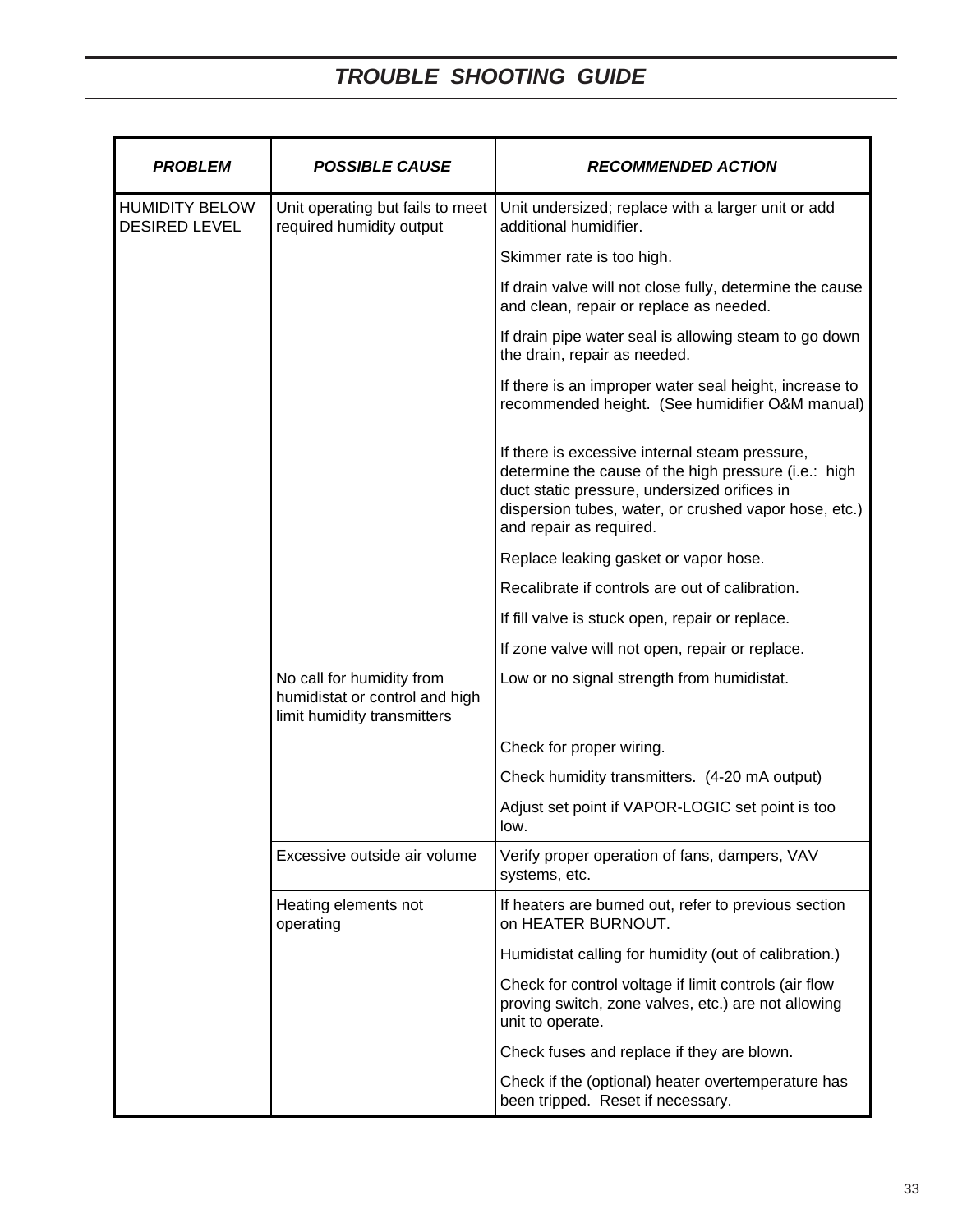## *TROUBLE SHOOTING GUIDE*

| *PROBLEM* | *POSSIBLE CAUSE* | *RECOMMENDED ACTION* |
|---|---|---|
| HUMIDITY BELOW DESIRED LEVEL | Unit operating but fails to meet required humidity output | Unit undersized; replace with a larger unit or add additional humidifier. |
| | | Skimmer rate is too high. |
| | | If drain valve will not close fully, determine the cause and clean, repair or replace as needed. |
| | | If drain pipe water seal is allowing steam to go down the drain, repair as needed. |
| | | If there is an improper water seal height, increase to recommended height. (See humidifier O&M manual) |
| | | If there is excessive internal steam pressure, determine the cause of the high pressure (i.e.: high duct static pressure, undersized orifices in dispersion tubes, water, or crushed vapor hose, etc.) and repair as required. |
| | | Replace leaking gasket or vapor hose. |
| | | Recalibrate if controls are out of calibration. |
| | | If fill valve is stuck open, repair or replace. |
| | | If zone valve will not open, repair or replace. |
| | No call for humidity from humidistat or control and high limit humidity transmitters | Low or no signal strength from humidistat. |
| | | Check for proper wiring. |
| | | Check humidity transmitters. (4-20 mA output) |
| | | Adjust set point if VAPOR-LOGIC set point is too low. |
| | Excessive outside air volume | Verify proper operation of fans, dampers, VAV systems, etc. |
| | Heating elements not operating | If heaters are burned out, refer to previous section on HEATER BURNOUT. |
| | | Humidistat calling for humidity (out of calibration.) |
| | | Check for control voltage if limit controls (air flow proving switch, zone valves, etc.) are not allowing unit to operate. |
| | | Check fuses and replace if they are blown. |
| | | Check if the (optional) heater overtemperature has been tripped. Reset if necessary. |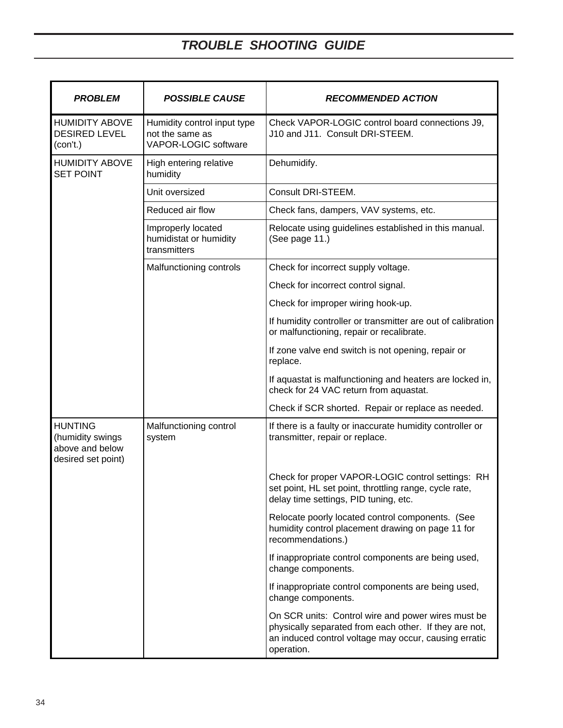## TROUBLE SHOOTING GUIDE

| ***PROBLEM*** | ***POSSIBLE CAUSE*** | ***RECOMMENDED ACTION*** |
|---|---|---|
| HUMIDITY ABOVE DESIRED LEVEL (con't.) | Humidity control input type not the same as VAPOR-LOGIC software | Check VAPOR-LOGIC control board connections J9, J10 and J11. Consult DRI-STEEM. |
| HUMIDITY ABOVE SET POINT | High entering relative humidity | Dehumidify. |
| | Unit oversized | Consult DRI-STEEM. |
| | Reduced air flow | Check fans, dampers, VAV systems, etc. |
| | Improperly located humidistat or humidity transmitters | Relocate using guidelines established in this manual. (See page 11.) |
| | Malfunctioning controls | Check for incorrect supply voltage. |
| | | Check for incorrect control signal. |
| | | Check for improper wiring hook-up. |
| | | If humidity controller or transmitter are out of calibration or malfunctioning, repair or recalibrate. |
| | | If zone valve end switch is not opening, repair or replace. |
| | | If aquastat is malfunctioning and heaters are locked in, check for 24 VAC return from aquastat. |
| | | Check if SCR shorted. Repair or replace as needed. |
| HUNTING (humidity swings above and below desired set point) | Malfunctioning control system | If there is a faulty or inaccurate humidity controller or transmitter, repair or replace. |
| | | Check for proper VAPOR-LOGIC control settings: RH set point, HL set point, throttling range, cycle rate, delay time settings, PID tuning, etc. |
| | | Relocate poorly located control components. (See humidity control placement drawing on page 11 for recommendations.) |
| | | If inappropriate control components are being used, change components. |
| | | If inappropriate control components are being used, change components. |
| | | On SCR units: Control wire and power wires must be physically separated from each other. If they are not, an induced control voltage may occur, causing erratic operation. |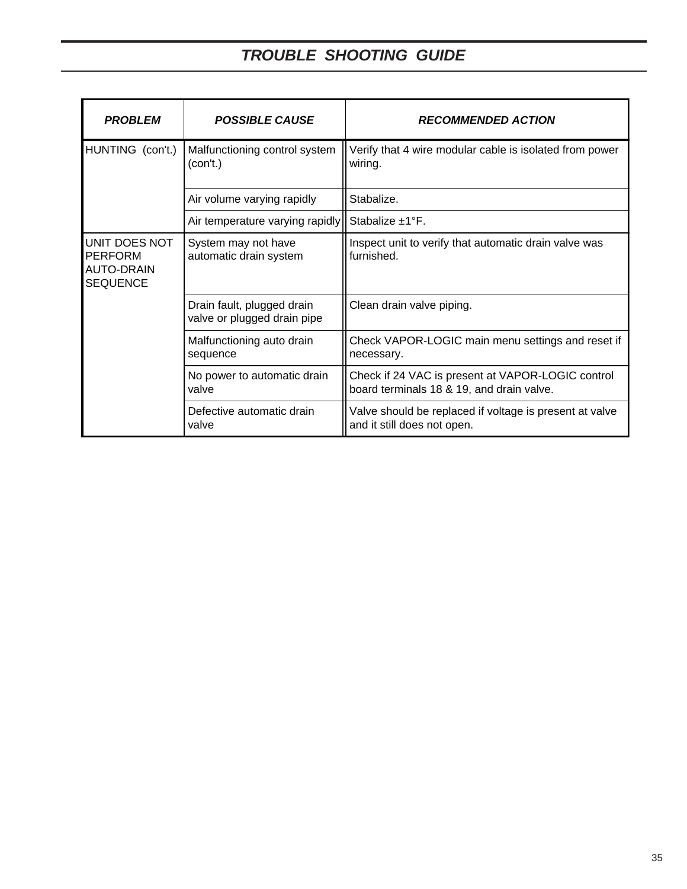# *TROUBLE SHOOTING GUIDE*

| ***PROBLEM*** | ***POSSIBLE CAUSE*** | ***RECOMMENDED ACTION*** |
|---|---|---|
| HUNTING (con't.) | Malfunctioning control system (con't.) | Verify that 4 wire modular cable is isolated from power wiring. |
| | Air volume varying rapidly | Stabalize. |
| | Air temperature varying rapidly | Stabalize ±1°F. |
| UNIT DOES NOT PERFORM AUTO-DRAIN SEQUENCE | System may not have automatic drain system | Inspect unit to verify that automatic drain valve was furnished. |
| | Drain fault, plugged drain valve or plugged drain pipe | Clean drain valve piping. |
| | Malfunctioning auto drain sequence | Check VAPOR-LOGIC main menu settings and reset if necessary. |
| | No power to automatic drain valve | Check if 24 VAC is present at VAPOR-LOGIC control board terminals 18 & 19, and drain valve. |
| | Defective automatic drain valve | Valve should be replaced if voltage is present at valve and it still does not open. |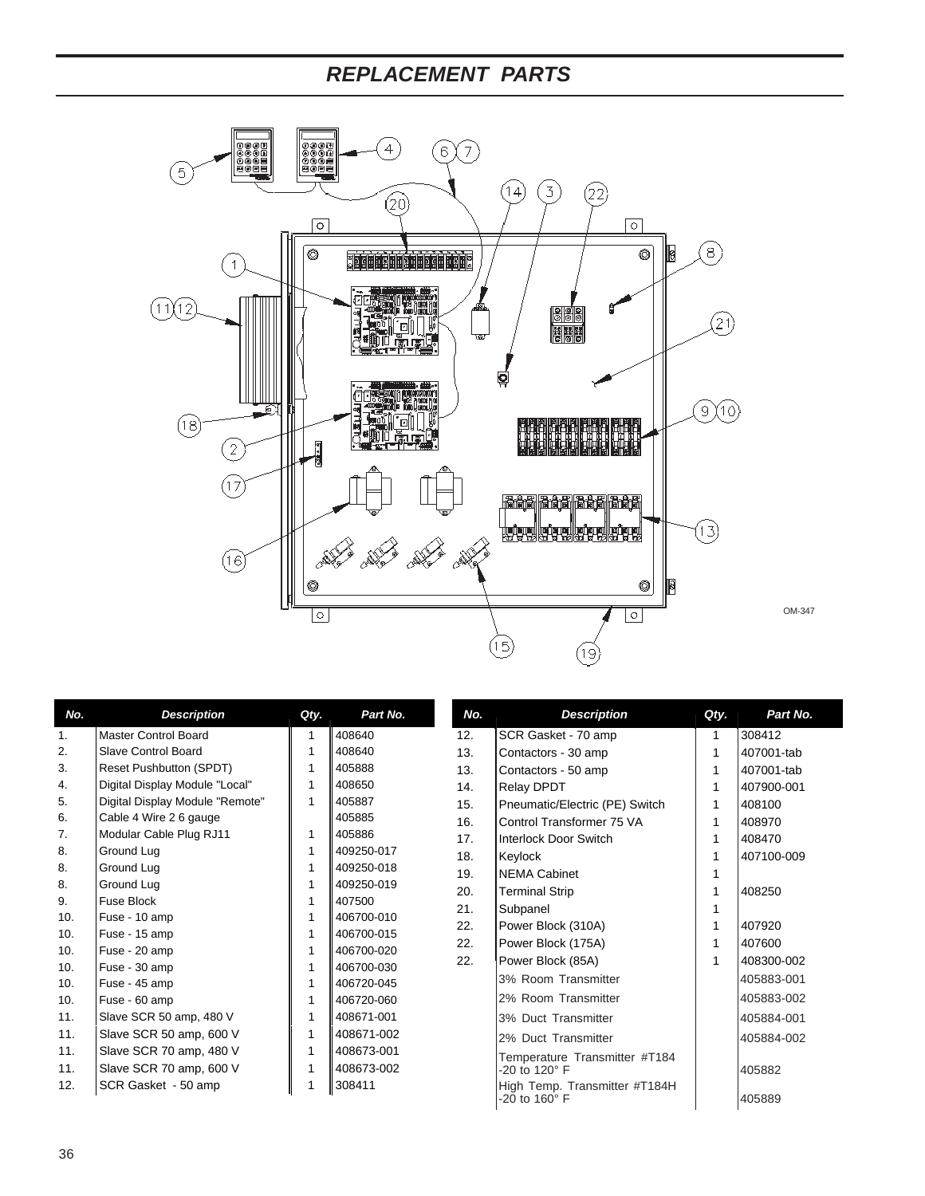# REPLACEMENT PARTS

OM-347

| No. | Description | Qty. | Part No. |
|---|---|---|---|
| 1. | Master Control Board | 1 | 408640 |
| 2. | Slave Control Board | 1 | 408640 |
| 3. | Reset Pushbutton (SPDT) | 1 | 405888 |
| 4. | Digital Display Module "Local" | 1 | 408650 |
| 5. | Digital Display Module "Remote" | 1 | 405887 |
| 6. | Cable 4 Wire 2 6 gauge | | 405885 |
| 7. | Modular Cable Plug RJ11 | 1 | 405886 |
| 8. | Ground Lug | 1 | 409250-017 |
| 8. | Ground Lug | 1 | 409250-018 |
| 8. | Ground Lug | 1 | 409250-019 |
| 9. | Fuse Block | 1 | 407500 |
| 10. | Fuse - 10 amp | 1 | 406700-010 |
| 10. | Fuse - 15 amp | 1 | 406700-015 |
| 10. | Fuse - 20 amp | 1 | 406700-020 |
| 10. | Fuse - 30 amp | 1 | 406700-030 |
| 10. | Fuse - 45 amp | 1 | 406720-045 |
| 10. | Fuse - 60 amp | 1 | 406720-060 |
| 11. | Slave SCR 50 amp, 480 V | 1 | 408671-001 |
| 11. | Slave SCR 50 amp, 600 V | 1 | 408671-002 |
| 11. | Slave SCR 70 amp, 480 V | 1 | 408673-001 |
| 11. | Slave SCR 70 amp, 600 V | 1 | 408673-002 |
| 12. | SCR Gasket - 50 amp | 1 | 308411 |
| 12. | SCR Gasket - 70 amp | 1 | 308412 |
| 13. | Contactors - 30 amp | 1 | 407001-tab |
| 13. | Contactors - 50 amp | 1 | 407001-tab |
| 14. | Relay DPDT | 1 | 407900-001 |
| 15. | Pneumatic/Electric (PE) Switch | 1 | 408100 |
| 16. | Control Transformer 75 VA | 1 | 408970 |
| 17. | Interlock Door Switch | 1 | 408470 |
| 18. | Keylock | 1 | 407100-009 |
| 19. | NEMA Cabinet | 1 | |
| 20. | Terminal Strip | 1 | 408250 |
| 21. | Subpanel | 1 | |
| 22. | Power Block (310A) | 1 | 407920 |
| 22. | Power Block (175A) | 1 | 407600 |
| 22. | Power Block (85A) | 1 | 408300-002 |
| | 3% Room Transmitter | | 405883-001 |
| | 2% Room Transmitter | | 405883-002 |
| | 3% Duct Transmitter | | 405884-001 |
| | 2% Duct Transmitter | | 405884-002 |
| | Temperature Transmitter #T184 -20 to 120° F | | 405882 |
| | High Temp. Transmitter #T184H -20 to 160° F | | 405889 |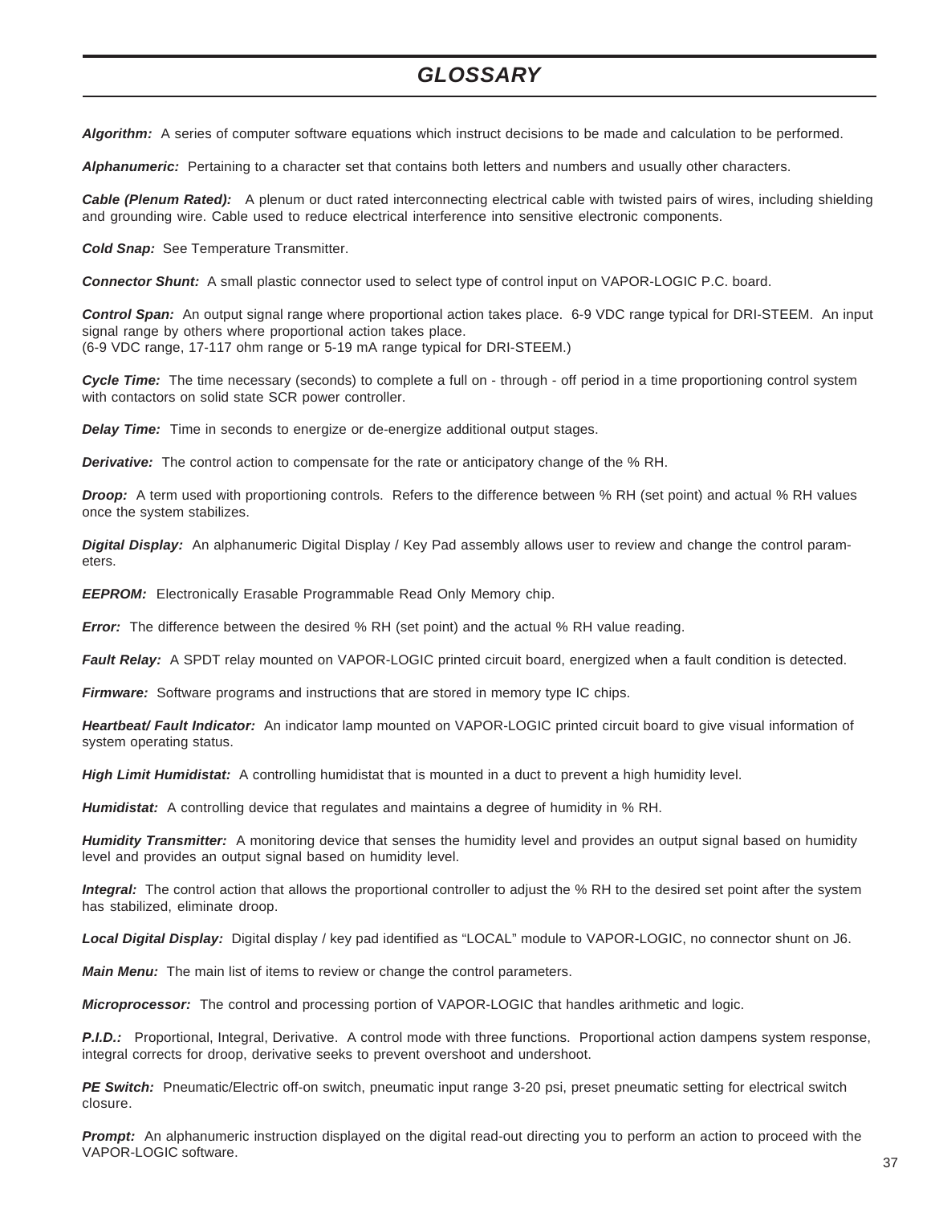# GLOSSARY

***Algorithm:*** A series of computer software equations which instruct decisions to be made and calculation to be performed.

***Alphanumeric:*** Pertaining to a character set that contains both letters and numbers and usually other characters.

***Cable (Plenum Rated):*** A plenum or duct rated interconnecting electrical cable with twisted pairs of wires, including shielding and grounding wire. Cable used to reduce electrical interference into sensitive electronic components.

***Cold Snap:*** See Temperature Transmitter.

***Connector Shunt:*** A small plastic connector used to select type of control input on VAPOR-LOGIC P.C. board.

***Control Span:*** An output signal range where proportional action takes place. 6-9 VDC range typical for DRI-STEEM. An input signal range by others where proportional action takes place.
(6-9 VDC range, 17-117 ohm range or 5-19 mA range typical for DRI-STEEM.)

***Cycle Time:*** The time necessary (seconds) to complete a full on - through - off period in a time proportioning control system with contactors on solid state SCR power controller.

***Delay Time:*** Time in seconds to energize or de-energize additional output stages.

***Derivative:*** The control action to compensate for the rate or anticipatory change of the % RH.

***Droop:*** A term used with proportioning controls. Refers to the difference between % RH (set point) and actual % RH values once the system stabilizes.

***Digital Display:*** An alphanumeric Digital Display / Key Pad assembly allows user to review and change the control parameters.

***EEPROM:*** Electronically Erasable Programmable Read Only Memory chip.

***Error:*** The difference between the desired % RH (set point) and the actual % RH value reading.

***Fault Relay:*** A SPDT relay mounted on VAPOR-LOGIC printed circuit board, energized when a fault condition is detected.

***Firmware:*** Software programs and instructions that are stored in memory type IC chips.

***Heartbeat/ Fault Indicator:*** An indicator lamp mounted on VAPOR-LOGIC printed circuit board to give visual information of system operating status.

***High Limit Humidistat:*** A controlling humidistat that is mounted in a duct to prevent a high humidity level.

***Humidistat:*** A controlling device that regulates and maintains a degree of humidity in % RH.

***Humidity Transmitter:*** A monitoring device that senses the humidity level and provides an output signal based on humidity level and provides an output signal based on humidity level.

***Integral:*** The control action that allows the proportional controller to adjust the % RH to the desired set point after the system has stabilized, eliminate droop.

***Local Digital Display:*** Digital display / key pad identified as "LOCAL" module to VAPOR-LOGIC, no connector shunt on J6.

***Main Menu:*** The main list of items to review or change the control parameters.

***Microprocessor:*** The control and processing portion of VAPOR-LOGIC that handles arithmetic and logic.

***P.I.D.:*** Proportional, Integral, Derivative. A control mode with three functions. Proportional action dampens system response, integral corrects for droop, derivative seeks to prevent overshoot and undershoot.

***PE Switch:*** Pneumatic/Electric off-on switch, pneumatic input range 3-20 psi, preset pneumatic setting for electrical switch closure.

***Prompt:*** An alphanumeric instruction displayed on the digital read-out directing you to perform an action to proceed with the VAPOR-LOGIC software.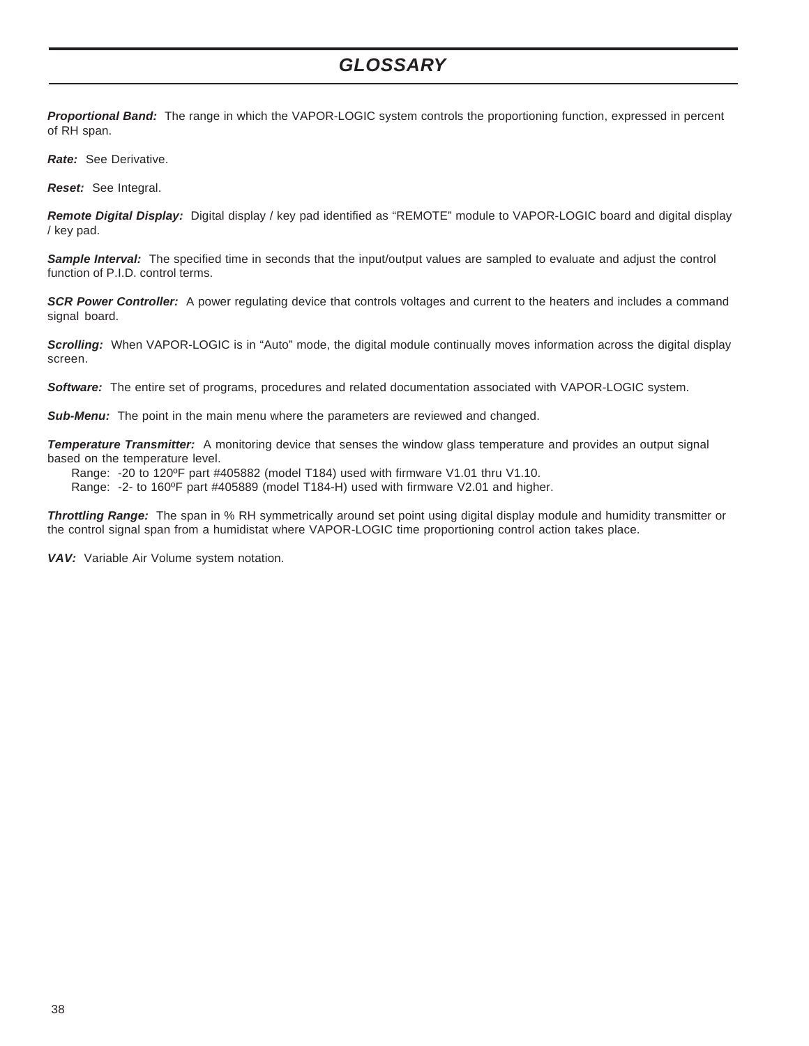# GLOSSARY

***Proportional Band:*** The range in which the VAPOR-LOGIC system controls the proportioning function, expressed in percent of RH span.

***Rate:*** See Derivative.

***Reset:*** See Integral.

***Remote Digital Display:*** Digital display / key pad identified as “REMOTE” module to VAPOR-LOGIC board and digital display / key pad.

***Sample Interval:*** The specified time in seconds that the input/output values are sampled to evaluate and adjust the control function of P.I.D. control terms.

***SCR Power Controller:*** A power regulating device that controls voltages and current to the heaters and includes a command signal board.

***Scrolling:*** When VAPOR-LOGIC is in “Auto” mode, the digital module continually moves information across the digital display screen.

***Software:*** The entire set of programs, procedures and related documentation associated with VAPOR-LOGIC system.

***Sub-Menu:*** The point in the main menu where the parameters are reviewed and changed.

***Temperature Transmitter:*** A monitoring device that senses the window glass temperature and provides an output signal based on the temperature level.

Range: -20 to 120ºF part #405882 (model T184) used with firmware V1.01 thru V1.10.
Range: -2- to 160ºF part #405889 (model T184-H) used with firmware V2.01 and higher.

***Throttling Range:*** The span in % RH symmetrically around set point using digital display module and humidity transmitter or the control signal span from a humidistat where VAPOR-LOGIC time proportioning control action takes place.

***VAV:*** Variable Air Volume system notation.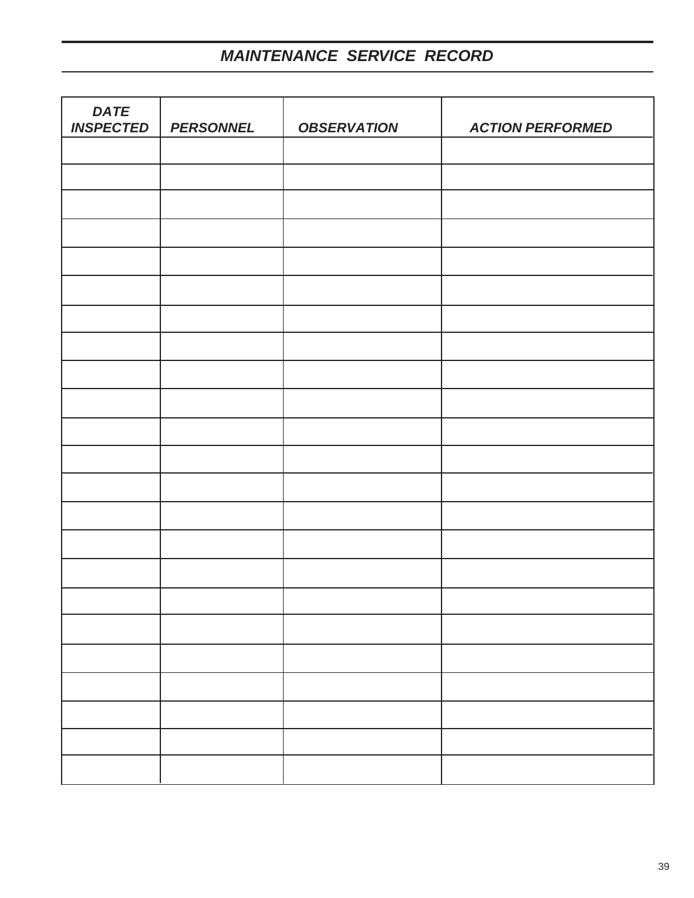## *MAINTENANCE SERVICE RECORD*

| *DATE INSPECTED* | *PERSONNEL* | *OBSERVATION* | *ACTION PERFORMED* |
|---|---|---|---|
| | | | |
| | | | |
| | | | |
| | | | |
| | | | |
| | | | |
| | | | |
| | | | |
| | | | |
| | | | |
| | | | |
| | | | |
| | | | |
| | | | |
| | | | |
| | | | |
| | | | |
| | | | |
| | | | |
| | | | |
| | | | |
| | | | |
| | | | |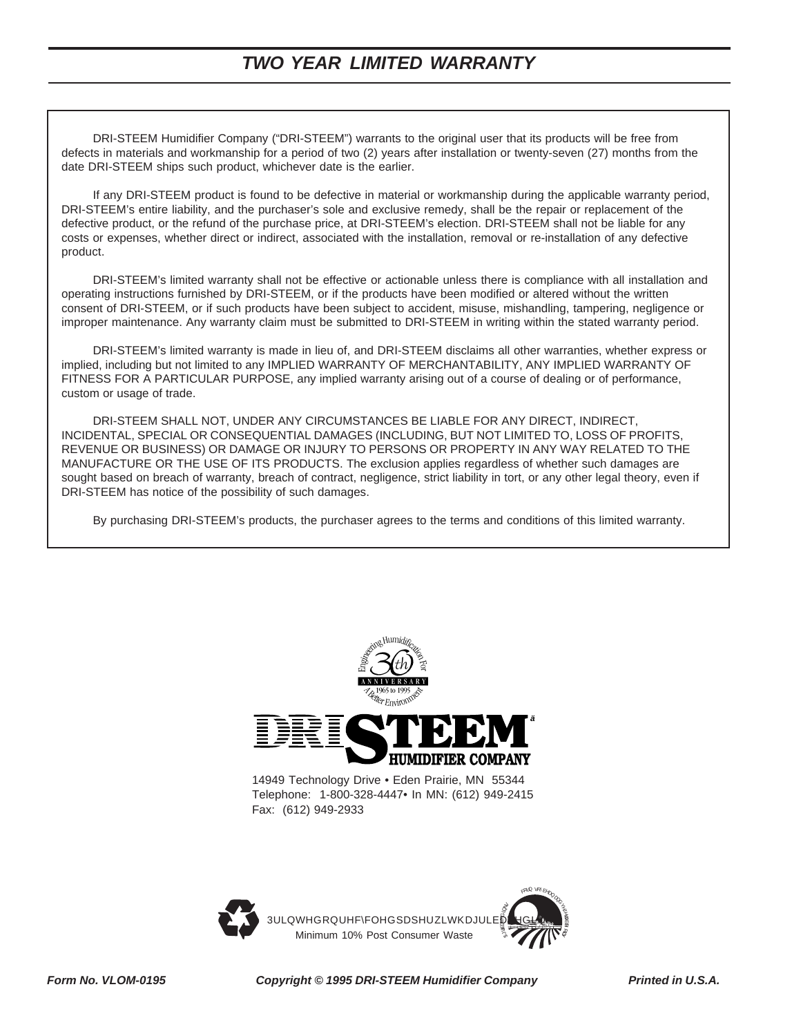## *TWO YEAR LIMITED WARRANTY*

DRI-STEEM Humidifier Company ("DRI-STEEM") warrants to the original user that its products will be free from defects in materials and workmanship for a period of two (2) years after installation or twenty-seven (27) months from the date DRI-STEEM ships such product, whichever date is the earlier.

If any DRI-STEEM product is found to be defective in material or workmanship during the applicable warranty period, DRI-STEEM's entire liability, and the purchaser's sole and exclusive remedy, shall be the repair or replacement of the defective product, or the refund of the purchase price, at DRI-STEEM's election. DRI-STEEM shall not be liable for any costs or expenses, whether direct or indirect, associated with the installation, removal or re-installation of any defective product.

DRI-STEEM's limited warranty shall not be effective or actionable unless there is compliance with all installation and operating instructions furnished by DRI-STEEM, or if the products have been modified or altered without the written consent of DRI-STEEM, or if such products have been subject to accident, misuse, mishandling, tampering, negligence or improper maintenance. Any warranty claim must be submitted to DRI-STEEM in writing within the stated warranty period.

DRI-STEEM's limited warranty is made in lieu of, and DRI-STEEM disclaims all other warranties, whether express or implied, including but not limited to any IMPLIED WARRANTY OF MERCHANTABILITY, ANY IMPLIED WARRANTY OF FITNESS FOR A PARTICULAR PURPOSE, any implied warranty arising out of a course of dealing or of performance, custom or usage of trade.

DRI-STEEM SHALL NOT, UNDER ANY CIRCUMSTANCES BE LIABLE FOR ANY DIRECT, INDIRECT, INCIDENTAL, SPECIAL OR CONSEQUENTIAL DAMAGES (INCLUDING, BUT NOT LIMITED TO, LOSS OF PROFITS, REVENUE OR BUSINESS) OR DAMAGE OR INJURY TO PERSONS OR PROPERTY IN ANY WAY RELATED TO THE MANUFACTURE OR THE USE OF ITS PRODUCTS. The exclusion applies regardless of whether such damages are sought based on breach of warranty, breach of contract, negligence, strict liability in tort, or any other legal theory, even if DRI-STEEM has notice of the possibility of such damages.

By purchasing DRI-STEEM's products, the purchaser agrees to the terms and conditions of this limited warranty.

Engineering Humidification For A Better Environment
30th ANNIVERSARY 1965 to 1995

DRI-STEEM™ HUMIDIFIER COMPANY

14949 Technology Drive • Eden Prairie, MN 55344
Telephone: 1-800-328-4447• In MN: (612) 949-2415
Fax: (612) 949-2933

Printed on recycled paper with agri-based ink
Minimum 10% Post Consumer Waste

*Form No. VLOM-0195* *Copyright © 1995 DRI-STEEM Humidifier Company* *Printed in U.S.A.*